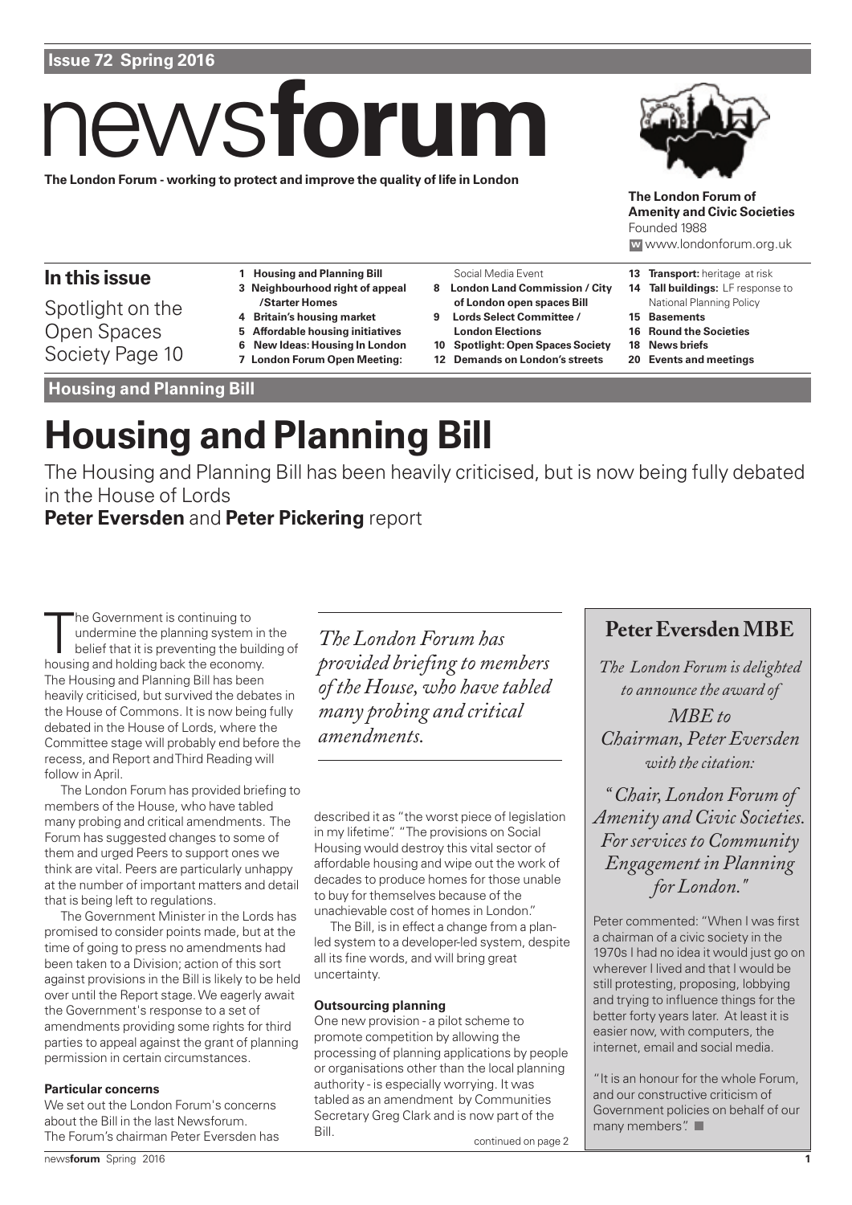**Issue 72 Spring 2016**

# newsforum

**The London Forum - working to protect and improve the quality of life in London**

**The London Forum of Amenity and Civic Societies**
Founded 1988
www.londonforum.org.uk

## In this issue

Spotlight on the Open Spaces Society Page 10

- **1 Housing and Planning Bill**
- **3 Neighbourhood right of appeal /Starter Homes**
- **4 Britain's housing market**
- **5 Affordable housing initiatives**
- **6 New Ideas: Housing In London**
- **7 London Forum Open Meeting:** Social Media Event
- **8 London Land Commission / City of London open spaces Bill**
- **9 Lords Select Committee / London Elections**
- **10 Spotlight: Open Spaces Society**
- **12 Demands on London's streets**
- **13 Transport:** heritage at risk
- **14 Tall buildings:** LF response to National Planning Policy
- **15 Basements**
- **16 Round the Societies**
- **18 News briefs**
- **20 Events and meetings**

**Housing and Planning Bill**

# Housing and Planning Bill

The Housing and Planning Bill has been heavily criticised, but is now being fully debated in the House of Lords

**Peter Eversden** and **Peter Pickering** report

The Government is continuing to undermine the planning system in the belief that it is preventing the building of housing and holding back the economy. The Housing and Planning Bill has been heavily criticised, but survived the debates in the House of Commons. It is now being fully debated in the House of Lords, where the Committee stage will probably end before the recess, and Report and Third Reading will follow in April.

The London Forum has provided briefing to members of the House, who have tabled many probing and critical amendments. The Forum has suggested changes to some of them and urged Peers to support ones we think are vital. Peers are particularly unhappy at the number of important matters and detail that is being left to regulations.

The Government Minister in the Lords has promised to consider points made, but at the time of going to press no amendments had been taken to a Division; action of this sort against provisions in the Bill is likely to be held over until the Report stage. We eagerly await the Government's response to a set of amendments providing some rights for third parties to appeal against the grant of planning permission in certain circumstances.

### Particular concerns

We set out the London Forum's concerns about the Bill in the last Newsforum. The Forum's chairman Peter Eversden has described it as "the worst piece of legislation in my lifetime". "The provisions on Social Housing would destroy this vital sector of affordable housing and wipe out the work of decades to produce homes for those unable to buy for themselves because of the unachievable cost of homes in London."

*The London Forum has provided briefing to members of the House, who have tabled many probing and critical amendments.*

The Bill, is in effect a change from a plan-led system to a developer-led system, despite all its fine words, and will bring great uncertainty.

### Outsourcing planning

One new provision - a pilot scheme to promote competition by allowing the processing of planning applications by people or organisations other than the local planning authority - is especially worrying. It was tabled as an amendment by Communities Secretary Greg Clark and is now part of the Bill.

continued on page 2

## Peter Eversden MBE

*The London Forum is delighted to announce the award of MBE to Chairman, Peter Eversden with the citation:*

*"Chair, London Forum of Amenity and Civic Societies. For services to Community Engagement in Planning for London."*

Peter commented: "When I was first a chairman of a civic society in the 1970s I had no idea it would just go on wherever I lived and that I would be still protesting, proposing, lobbying and trying to influence things for the better forty years later. At least it is easier now, with computers, the internet, email and social media.

"It is an honour for the whole Forum, and our constructive criticism of Government policies on behalf of our many members".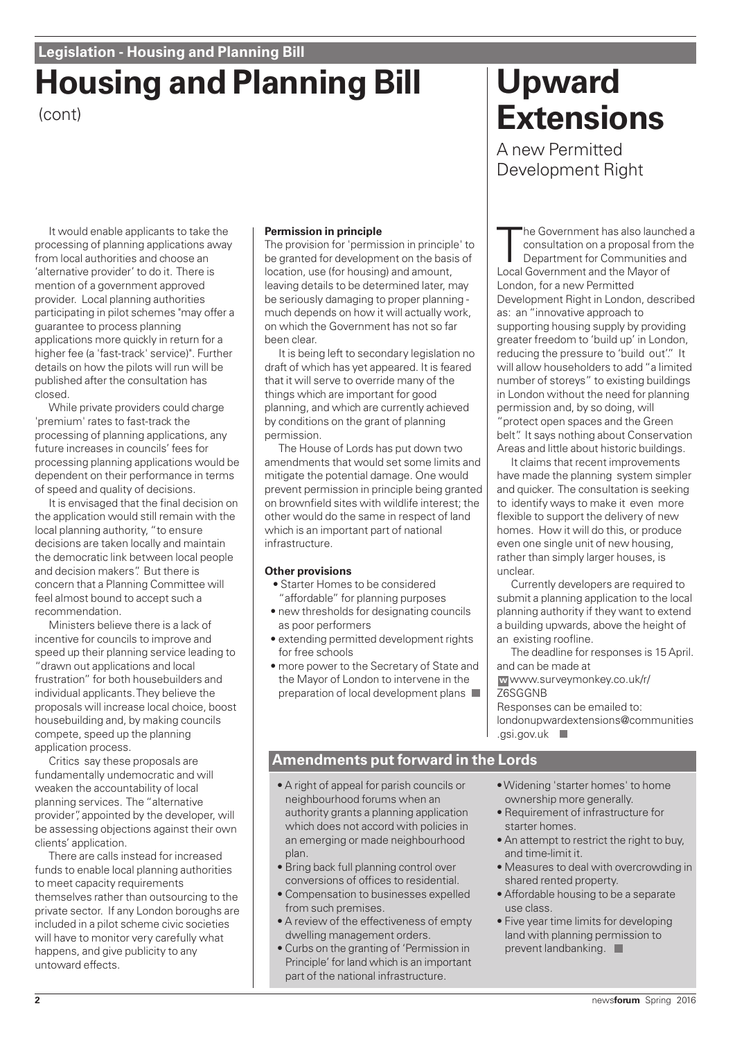## Legislation - Housing and Planning Bill

# Housing and Planning Bill

(cont)

It would enable applicants to take the processing of planning applications away from local authorities and choose an 'alternative provider' to do it. There is mention of a government approved provider. Local planning authorities participating in pilot schemes "may offer a guarantee to process planning applications more quickly in return for a higher fee (a 'fast-track' service)". Further details on how the pilots will run will be published after the consultation has closed.

While private providers could charge 'premium' rates to fast-track the processing of planning applications, any future increases in councils' fees for processing planning applications would be dependent on their performance in terms of speed and quality of decisions.

It is envisaged that the final decision on the application would still remain with the local planning authority, "to ensure decisions are taken locally and maintain the democratic link between local people and decision makers". But there is concern that a Planning Committee will feel almost bound to accept such a recommendation.

Ministers believe there is a lack of incentive for councils to improve and speed up their planning service leading to "drawn out applications and local frustration" for both housebuilders and individual applicants. They believe the proposals will increase local choice, boost housebuilding and, by making councils compete, speed up the planning application process.

Critics say these proposals are fundamentally undemocratic and will weaken the accountability of local planning services. The "alternative provider", appointed by the developer, will be assessing objections against their own clients' application.

There are calls instead for increased funds to enable local planning authorities to meet capacity requirements themselves rather than outsourcing to the private sector. If any London boroughs are included in a pilot scheme civic societies will have to monitor very carefully what happens, and give publicity to any untoward effects.

**Permission in principle**

The provision for 'permission in principle' to be granted for development on the basis of location, use (for housing) and amount, leaving details to be determined later, may be seriously damaging to proper planning - much depends on how it will actually work, on which the Government has not so far been clear.

It is being left to secondary legislation no draft of which has yet appeared. It is feared that it will serve to override many of the things which are important for good planning, and which are currently achieved by conditions on the grant of planning permission.

The House of Lords has put down two amendments that would set some limits and mitigate the potential damage. One would prevent permission in principle being granted on brownfield sites with wildlife interest; the other would do the same in respect of land which is an important part of national infrastructure.

**Other provisions**

- Starter Homes to be considered "affordable" for planning purposes
- new thresholds for designating councils as poor performers
- extending permitted development rights for free schools
- more power to the Secretary of State and the Mayor of London to intervene in the preparation of local development plans

# Upward Extensions

## A new Permitted Development Right

The Government has also launched a consultation on a proposal from the Department for Communities and Local Government and the Mayor of London, for a new Permitted Development Right in London, described as: an "innovative approach to supporting housing supply by providing greater freedom to 'build up' in London, reducing the pressure to 'build out'." It will allow householders to add "a limited number of storeys" to existing buildings in London without the need for planning permission and, by so doing, will "protect open spaces and the Green belt". It says nothing about Conservation Areas and little about historic buildings.

It claims that recent improvements have made the planning system simpler and quicker. The consultation is seeking to identify ways to make it even more flexible to support the delivery of new homes. How it will do this, or produce even one single unit of new housing, rather than simply larger houses, is unclear.

Currently developers are required to submit a planning application to the local planning authority if they want to extend a building upwards, above the height of an existing roofline.

The deadline for responses is 15 April. and can be made at
W www.surveymonkey.co.uk/r/Z6SGGNB
Responses can be emailed to: londonupwardextensions@communities.gsi.gov.uk

## Amendments put forward in the Lords

- A right of appeal for parish councils or neighbourhood forums when an authority grants a planning application which does not accord with policies in an emerging or made neighbourhood plan.
- Bring back full planning control over conversions of offices to residential.
- Compensation to businesses expelled from such premises.
- A review of the effectiveness of empty dwelling management orders.
- Curbs on the granting of 'Permission in Principle' for land which is an important part of the national infrastructure.
- Widening 'starter homes' to home ownership more generally.
- Requirement of infrastructure for starter homes.
- An attempt to restrict the right to buy, and time-limit it.
- Measures to deal with overcrowding in shared rented property.
- Affordable housing to be a separate use class.
- Five year time limits for developing land with planning permission to prevent landbanking.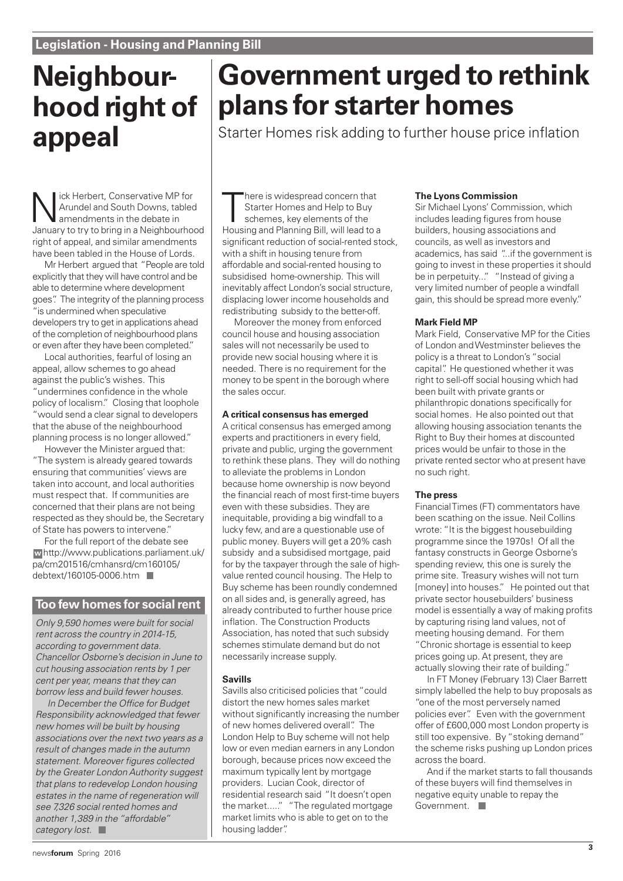**Legislation - Housing and Planning Bill**

# Neighbourhood right of appeal

Nick Herbert, Conservative MP for Arundel and South Downs, tabled amendments in the debate in January to try to bring in a Neighbourhood right of appeal, and similar amendments have been tabled in the House of Lords.

Mr Herbert argued that "People are told explicitly that they will have control and be able to determine where development goes". The integrity of the planning process "is undermined when speculative developers try to get in applications ahead of the completion of neighbourhood plans or even after they have been completed."

Local authorities, fearful of losing an appeal, allow schemes to go ahead against the public's wishes. This "undermines confidence in the whole policy of localism." Closing that loophole "would send a clear signal to developers that the abuse of the neighbourhood planning process is no longer allowed."

However the Minister argued that: "The system is already geared towards ensuring that communities' views are taken into account, and local authorities must respect that. If communities are concerned that their plans are not being respected as they should be, the Secretary of State has powers to intervene."

For the full report of the debate see w http://www.publications.parliament.uk/pa/cm201516/cmhansrd/cm160105/debtext/160105-0006.htm

## Too few homes for social rent

*Only 9,590 homes were built for social rent across the country in 2014-15, according to government data. Chancellor Osborne's decision in June to cut housing association rents by 1 per cent per year, means that they can borrow less and build fewer houses.*

*In December the Office for Budget Responsibility acknowledged that fewer new homes will be built by housing associations over the next two years as a result of changes made in the autumn statement. Moreover figures collected by the Greater London Authority suggest that plans to redevelop London housing estates in the name of regeneration will see 7,326 social rented homes and another 1,389 in the "affordable" category lost.*

# Government urged to rethink plans for starter homes

Starter Homes risk adding to further house price inflation

There is widespread concern that Starter Homes and Help to Buy schemes, key elements of the Housing and Planning Bill, will lead to a significant reduction of social-rented stock, with a shift in housing tenure from affordable and social-rented housing to subsidised home-ownership. This will inevitably affect London's social structure, displacing lower income households and redistributing subsidy to the better-off.

Moreover the money from enforced council house and housing association sales will not necessarily be used to provide new social housing where it is needed. There is no requirement for the money to be spent in the borough where the sales occur.

### A critical consensus has emerged

A critical consensus has emerged among experts and practitioners in every field, private and public, urging the government to rethink these plans. They will do nothing to alleviate the problems in London because home ownership is now beyond the financial reach of most first-time buyers even with these subsidies. They are inequitable, providing a big windfall to a lucky few, and are a questionable use of public money. Buyers will get a 20% cash subsidy and a subsidised mortgage, paid for by the taxpayer through the sale of high-value rented council housing. The Help to Buy scheme has been roundly condemned on all sides and, is generally agreed, has already contributed to further house price inflation. The Construction Products Association, has noted that such subsidy schemes stimulate demand but do not necessarily increase supply.

### Savills

Savills also criticised policies that "could distort the new homes sales market without significantly increasing the number of new homes delivered overall". The London Help to Buy scheme will not help low or even median earners in any London borough, because prices now exceed the maximum typically lent by mortgage providers. Lucian Cook, director of residential research said "It doesn't open the market....." "The regulated mortgage market limits who is able to get on to the housing ladder".

### The Lyons Commission

Sir Michael Lyons' Commission, which includes leading figures from house builders, housing associations and councils, as well as investors and academics, has said "...if the government is going to invest in these properties it should be in perpetuity..." "Instead of giving a very limited number of people a windfall gain, this should be spread more evenly."

### Mark Field MP

Mark Field, Conservative MP for the Cities of London and Westminster believes the policy is a threat to London's "social capital". He questioned whether it was right to sell-off social housing which had been built with private grants or philanthropic donations specifically for social homes. He also pointed out that allowing housing association tenants the Right to Buy their homes at discounted prices would be unfair to those in the private rented sector who at present have no such right.

### The press

Financial Times (FT) commentators have been scathing on the issue. Neil Collins wrote: "It is the biggest housebuilding programme since the 1970s! Of all the fantasy constructs in George Osborne's spending review, this one is surely the prime site. Treasury wishes will not turn [money] into houses." He pointed out that private sector housebuilders' business model is essentially a way of making profits by capturing rising land values, not of meeting housing demand. For them "Chronic shortage is essential to keep prices going up. At present, they are actually slowing their rate of building."

In FT Money (February 13) Claer Barrett simply labelled the help to buy proposals as "one of the most perversely named policies ever". Even with the government offer of £600,000 most London property is still too expensive. By "stoking demand" the scheme risks pushing up London prices across the board.

And if the market starts to fall thousands of these buyers will find themselves in negative equity unable to repay the Government.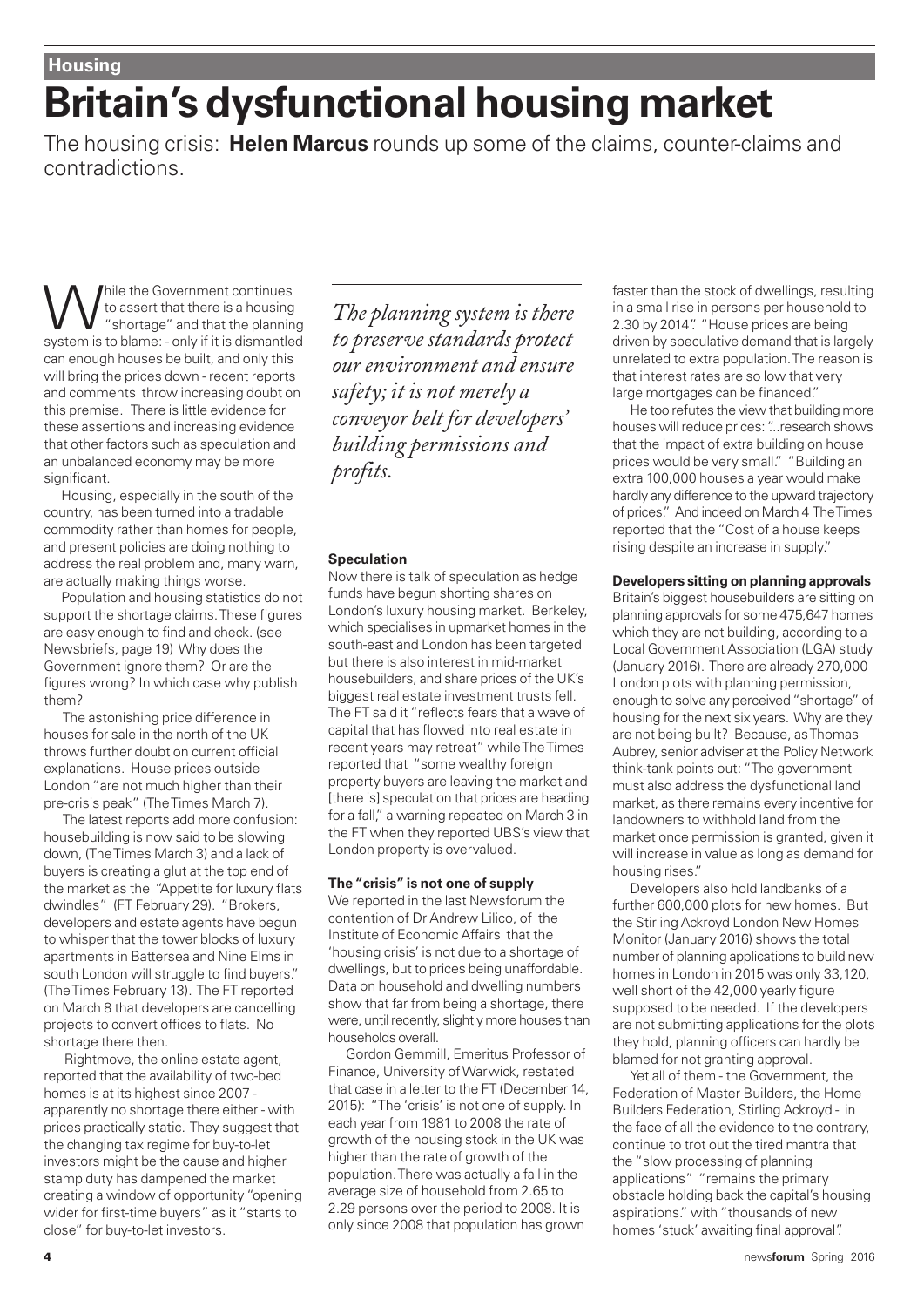**Housing**

# Britain's dysfunctional housing market

The housing crisis: **Helen Marcus** rounds up some of the claims, counter-claims and contradictions.

While the Government continues to assert that there is a housing "shortage" and that the planning system is to blame: - only if it is dismantled can enough houses be built, and only this will bring the prices down - recent reports and comments throw increasing doubt on this premise. There is little evidence for these assertions and increasing evidence that other factors such as speculation and an unbalanced economy may be more significant.

Housing, especially in the south of the country, has been turned into a tradable commodity rather than homes for people, and present policies are doing nothing to address the real problem and, many warn, are actually making things worse.

Population and housing statistics do not support the shortage claims. These figures are easy enough to find and check. (see Newsbriefs, page 19) Why does the Government ignore them? Or are the figures wrong? In which case why publish them?

The astonishing price difference in houses for sale in the north of the UK throws further doubt on current official explanations. House prices outside London "are not much higher than their pre-crisis peak" (The Times March 7).

The latest reports add more confusion: housebuilding is now said to be slowing down, (The Times March 3) and a lack of buyers is creating a glut at the top end of the market as the "Appetite for luxury flats dwindles" (FT February 29). "Brokers, developers and estate agents have begun to whisper that the tower blocks of luxury apartments in Battersea and Nine Elms in south London will struggle to find buyers." (The Times February 13). The FT reported on March 8 that developers are cancelling projects to convert offices to flats. No shortage there then.

Rightmove, the online estate agent, reported that the availability of two-bed homes is at its highest since 2007 - apparently no shortage there either - with prices practically static. They suggest that the changing tax regime for buy-to-let investors might be the cause and higher stamp duty has dampened the market creating a window of opportunity "opening wider for first-time buyers" as it "starts to close" for buy-to-let investors.

*The planning system is there to preserve standards protect our environment and ensure safety; it is not merely a conveyor belt for developers' building permissions and profits.*

**Speculation**

Now there is talk of speculation as hedge funds have begun shorting shares on London's luxury housing market. Berkeley, which specialises in upmarket homes in the south-east and London has been targeted but there is also interest in mid-market housebuilders, and share prices of the UK's biggest real estate investment trusts fell. The FT said it "reflects fears that a wave of capital that has flowed into real estate in recent years may retreat" while The Times reported that "some wealthy foreign property buyers are leaving the market and [there is] speculation that prices are heading for a fall," a warning repeated on March 3 in the FT when they reported UBS's view that London property is overvalued.

**The "crisis" is not one of supply**

We reported in the last Newsforum the contention of Dr Andrew Lilico, of the Institute of Economic Affairs that the 'housing crisis' is not due to a shortage of dwellings, but to prices being unaffordable. Data on household and dwelling numbers show that far from being a shortage, there were, until recently, slightly more houses than households overall.

Gordon Gemmill, Emeritus Professor of Finance, University of Warwick, restated that case in a letter to the FT (December 14, 2015): "The 'crisis' is not one of supply. In each year from 1981 to 2008 the rate of growth of the housing stock in the UK was higher than the rate of growth of the population. There was actually a fall in the average size of household from 2.65 to 2.29 persons over the period to 2008. It is only since 2008 that population has grown faster than the stock of dwellings, resulting in a small rise in persons per household to 2.30 by 2014". "House prices are being driven by speculative demand that is largely unrelated to extra population. The reason is that interest rates are so low that very large mortgages can be financed."

He too refutes the view that building more houses will reduce prices: "...research shows that the impact of extra building on house prices would be very small." "Building an extra 100,000 houses a year would make hardly any difference to the upward trajectory of prices." And indeed on March 4 The Times reported that the "Cost of a house keeps rising despite an increase in supply."

**Developers sitting on planning approvals**

Britain's biggest housebuilders are sitting on planning approvals for some 475,647 homes which they are not building, according to a Local Government Association (LGA) study (January 2016). There are already 270,000 London plots with planning permission, enough to solve any perceived "shortage" of housing for the next six years. Why are they are not being built? Because, as Thomas Aubrey, senior adviser at the Policy Network think-tank points out: "The government must also address the dysfunctional land market, as there remains every incentive for landowners to withhold land from the market once permission is granted, given it will increase in value as long as demand for housing rises."

Developers also hold landbanks of a further 600,000 plots for new homes. But the Stirling Ackroyd London New Homes Monitor (January 2016) shows the total number of planning applications to build new homes in London in 2015 was only 33,120, well short of the 42,000 yearly figure supposed to be needed. If the developers are not submitting applications for the plots they hold, planning officers can hardly be blamed for not granting approval.

Yet all of them - the Government, the Federation of Master Builders, the Home Builders Federation, Stirling Ackroyd - in the face of all the evidence to the contrary, continue to trot out the tired mantra that the "slow processing of planning applications" "remains the primary obstacle holding back the capital's housing aspirations." with "thousands of new homes 'stuck' awaiting final approval".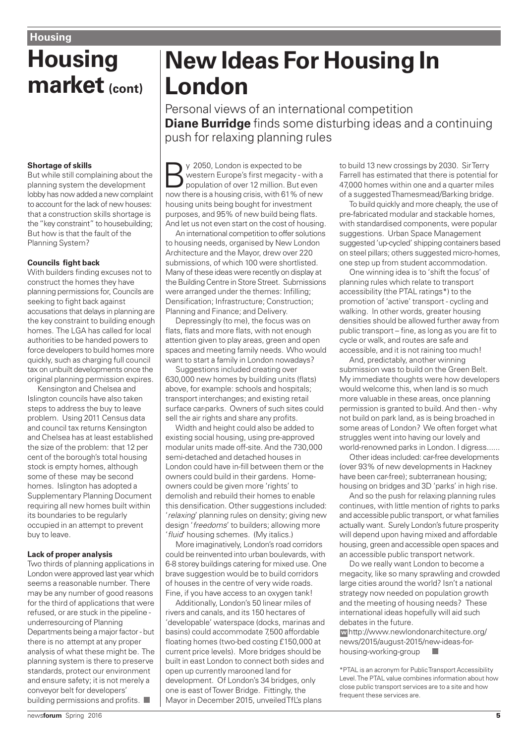# Housing market (cont)

### Shortage of skills

But while still complaining about the planning system the development lobby has now added a new complaint to account for the lack of new houses: that a construction skills shortage is the "key constraint" to housebuilding; But how is that the fault of the Planning System?

### Councils fight back

With builders finding excuses not to construct the homes they have planning permissions for, Councils are seeking to fight back against accusations that delays in planning are the key constraint to building enough homes. The LGA has called for local authorities to be handed powers to force developers to build homes more quickly, such as charging full council tax on unbuilt developments once the original planning permission expires.

Kensington and Chelsea and Islington councils have also taken steps to address the buy to leave problem. Using 2011 Census data and council tax returns Kensington and Chelsea has at least established the size of the problem: that 12 per cent of the borough's total housing stock is empty homes, although some of these may be second homes. Islington has adopted a Supplementary Planning Document requiring all new homes built within its boundaries to be regularly occupied in an attempt to prevent buy to leave.

### Lack of proper analysis

Two thirds of planning applications in London were approved last year which seems a reasonable number. There may be any number of good reasons for the third of applications that were refused, or are stuck in the pipeline - underresourcing of Planning Departments being a major factor - but there is no attempt at any proper analysis of what these might be. The planning system is there to preserve standards, protect our environment and ensure safety; it is not merely a conveyor belt for developers' building permissions and profits.

# New Ideas For Housing In London

Personal views of an international competition
**Diane Burridge** finds some disturbing ideas and a continuing push for relaxing planning rules

By 2050, London is expected to be western Europe's first megacity - with a population of over 12 million. But even now there is a housing crisis, with 61% of new housing units being bought for investment purposes, and 95% of new build being flats. And let us not even start on the cost of housing.

An international competition to offer solutions to housing needs, organised by New London Architecture and the Mayor, drew over 220 submissions, of which 100 were shortlisted. Many of these ideas were recently on display at the Building Centre in Store Street. Submissions were arranged under the themes: Infilling; Densification; Infrastructure; Construction; Planning and Finance; and Delivery.

Depressingly (to me), the focus was on flats, flats and more flats, with not enough attention given to play areas, green and open spaces and meeting family needs. Who would want to start a family in London nowadays?

Suggestions included creating over 630,000 new homes by building units (flats) above, for example: schools and hospitals; transport interchanges; and existing retail surface car-parks. Owners of such sites could sell the air rights and share any profits.

Width and height could also be added to existing social housing, using pre-approved modular units made off-site. And the 730,000 semi-detached and detached houses in London could have in-fill between them or the owners could build in their gardens. Home-owners could be given more 'rights' to demolish and rebuild their homes to enable this densification. Other suggestions included: '*relaxing*' planning rules on density; giving new design '*freedoms*' to builders; allowing more '*fluid*' housing schemes. (My italics.)

More imaginatively, London's road corridors could be reinvented into urban boulevards, with 6-8 storey buildings catering for mixed use. One brave suggestion would be to build corridors of houses in the centre of very wide roads. Fine, if you have access to an oxygen tank!

Additionally, London's 50 linear miles of rivers and canals, and its 150 hectares of 'developable' waterspace (docks, marinas and basins) could accommodate 7,500 affordable floating homes (two-bed costing £150,000 at current price levels). More bridges should be built in east London to connect both sides and open up currently marooned land for development. Of London's 34 bridges, only one is east of Tower Bridge. Fittingly, the Mayor in December 2015, unveiled TfL's plans to build 13 new crossings by 2030. Sir Terry Farrell has estimated that there is potential for 47,000 homes within one and a quarter miles of a suggested Thamesmead/Barking bridge.

To build quickly and more cheaply, the use of pre-fabricated modular and stackable homes, with standardised components, were popular suggestions. Urban Space Management suggested 'up-cycled' shipping containers based on steel pillars; others suggested micro-homes, one step up from student accommodation.

One winning idea is to 'shift the focus' of planning rules which relate to transport accessibility (the PTAL ratings*) to the promotion of 'active' transport - cycling and walking. In other words, greater housing densities should be allowed further away from public transport – fine, as long as you are fit to cycle or walk, and routes are safe and accessible, and it is not raining too much!

And, predictably, another winning submission was to build on the Green Belt. My immediate thoughts were how developers would welcome this, when land is so much more valuable in these areas, once planning permission is granted to build. And then - why not build on park land, as is being broached in some areas of London? We often forget what struggles went into having our lovely and world-renowned parks in London. I digress......

Other ideas included: car-free developments (over 93% of new developments in Hackney have been car-free); subterranean housing; housing on bridges and 3D 'parks' in high rise.

And so the push for relaxing planning rules continues, with little mention of rights to parks and accessible public transport, or what families actually want. Surely London's future prosperity will depend upon having mixed and affordable housing, green and accessible open spaces and an accessible public transport network.

Do we really want London to become a megacity, like so many sprawling and crowded large cities around the world? Isn't a national strategy now needed on population growth and the meeting of housing needs? These international ideas hopefully will aid such debates in the future.

W http://www.newlondonarchitecture.org/news/2015/august-2015/new-ideas-for-housing-working-group

*PTAL is an acronym for Public Transport Accessibility Level. The PTAL value combines information about how close public transport services are to a site and how frequent these services are.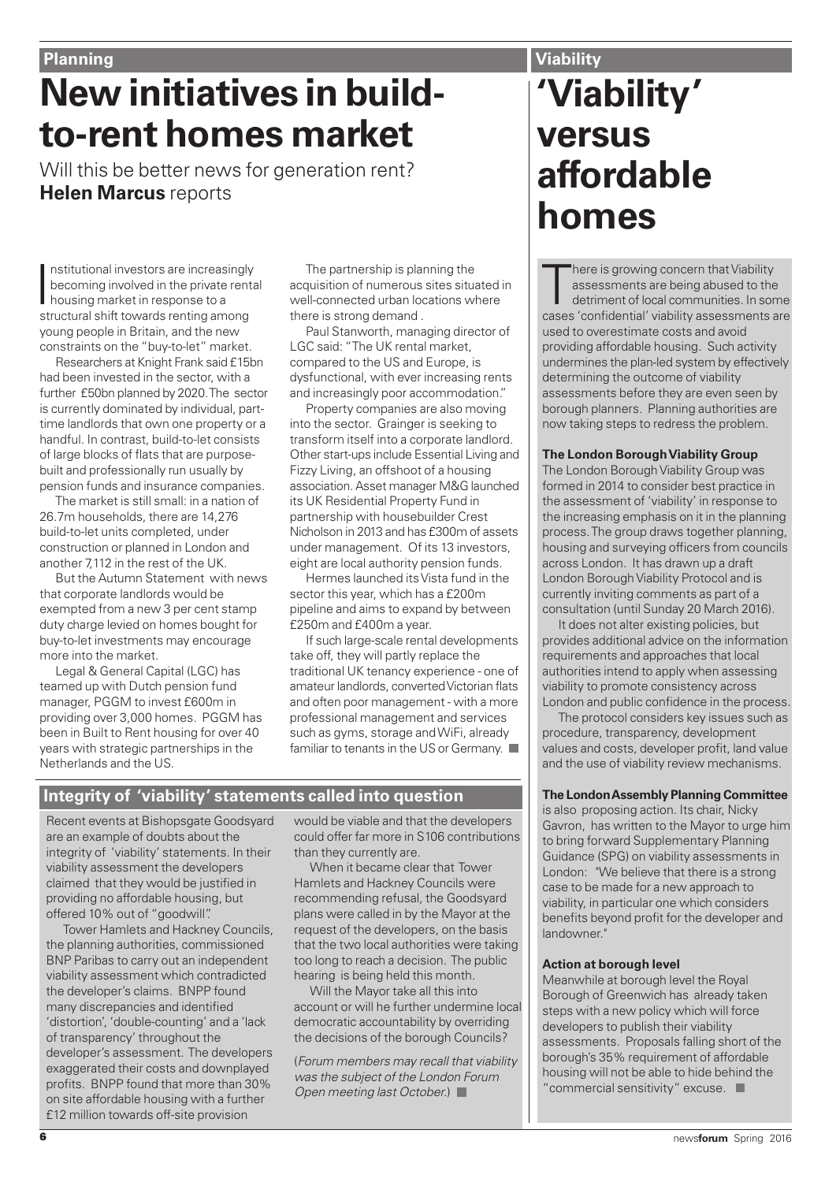Planning

# New initiatives in build-to-rent homes market

Will this be better news for generation rent? **Helen Marcus** reports

Institutional investors are increasingly becoming involved in the private rental housing market in response to a structural shift towards renting among young people in Britain, and the new constraints on the "buy-to-let" market.

Researchers at Knight Frank said £15bn had been invested in the sector, with a further £50bn planned by 2020. The sector is currently dominated by individual, part-time landlords that own one property or a handful. In contrast, build-to-let consists of large blocks of flats that are purpose-built and professionally run usually by pension funds and insurance companies.

The market is still small: in a nation of 26.7m households, there are 14,276 build-to-let units completed, under construction or planned in London and another 7,112 in the rest of the UK.

But the Autumn Statement with news that corporate landlords would be exempted from a new 3 per cent stamp duty charge levied on homes bought for buy-to-let investments may encourage more into the market.

Legal & General Capital (LGC) has teamed up with Dutch pension fund manager, PGGM to invest £600m in providing over 3,000 homes. PGGM has been in Built to Rent housing for over 40 years with strategic partnerships in the Netherlands and the US.

The partnership is planning the acquisition of numerous sites situated in well-connected urban locations where there is strong demand .

Paul Stanworth, managing director of LGC said: "The UK rental market, compared to the US and Europe, is dysfunctional, with ever increasing rents and increasingly poor accommodation."

Property companies are also moving into the sector. Grainger is seeking to transform itself into a corporate landlord. Other start-ups include Essential Living and Fizzy Living, an offshoot of a housing association. Asset manager M&G launched its UK Residential Property Fund in partnership with housebuilder Crest Nicholson in 2013 and has £300m of assets under management. Of its 13 investors, eight are local authority pension funds.

Hermes launched its Vista fund in the sector this year, which has a £200m pipeline and aims to expand by between £250m and £400m a year.

If such large-scale rental developments take off, they will partly replace the traditional UK tenancy experience - one of amateur landlords, converted Victorian flats and often poor management - with a more professional management and services such as gyms, storage and WiFi, already familiar to tenants in the US or Germany.

## Integrity of 'viability' statements called into question

Recent events at Bishopsgate Goodsyard are an example of doubts about the integrity of 'viability' statements. In their viability assessment the developers claimed that they would be justified in providing no affordable housing, but offered 10% out of "goodwill".

Tower Hamlets and Hackney Councils, the planning authorities, commissioned BNP Paribas to carry out an independent viability assessment which contradicted the developer's claims. BNPP found many discrepancies and identified 'distortion', 'double-counting' and a 'lack of transparency' throughout the developer's assessment. The developers exaggerated their costs and downplayed profits. BNPP found that more than 30% on site affordable housing with a further £12 million towards off-site provision would be viable and that the developers could offer far more in S106 contributions than they currently are.

When it became clear that Tower Hamlets and Hackney Councils were recommending refusal, the Goodsyard plans were called in by the Mayor at the request of the developers, on the basis that the two local authorities were taking too long to reach a decision. The public hearing is being held this month.

Will the Mayor take all this into account or will he further undermine local democratic accountability by overriding the decisions of the borough Councils?

(*Forum members may recall that viability was the subject of the London Forum Open meeting last October.*)

Viability

# 'Viability' versus affordable homes

There is growing concern that Viability assessments are being abused to the detriment of local communities. In some cases 'confidential' viability assessments are used to overestimate costs and avoid providing affordable housing. Such activity undermines the plan-led system by effectively determining the outcome of viability assessments before they are even seen by borough planners. Planning authorities are now taking steps to redress the problem.

### The London Borough Viability Group

The London Borough Viability Group was formed in 2014 to consider best practice in the assessment of 'viability' in response to the increasing emphasis on it in the planning process. The group draws together planning, housing and surveying officers from councils across London. It has drawn up a draft London Borough Viability Protocol and is currently inviting comments as part of a consultation (until Sunday 20 March 2016).

It does not alter existing policies, but provides additional advice on the information requirements and approaches that local authorities intend to apply when assessing viability to promote consistency across London and public confidence in the process.

The protocol considers key issues such as procedure, transparency, development values and costs, developer profit, land value and the use of viability review mechanisms.

### The London Assembly Planning Committee

is also proposing action. Its chair, Nicky Gavron, has written to the Mayor to urge him to bring forward Supplementary Planning Guidance (SPG) on viability assessments in London: "We believe that there is a strong case to be made for a new approach to viability, in particular one which considers benefits beyond profit for the developer and landowner."

### Action at borough level

Meanwhile at borough level the Royal Borough of Greenwich has already taken steps with a new policy which will force developers to publish their viability assessments. Proposals falling short of the borough's 35% requirement of affordable housing will not be able to hide behind the "commercial sensitivity" excuse.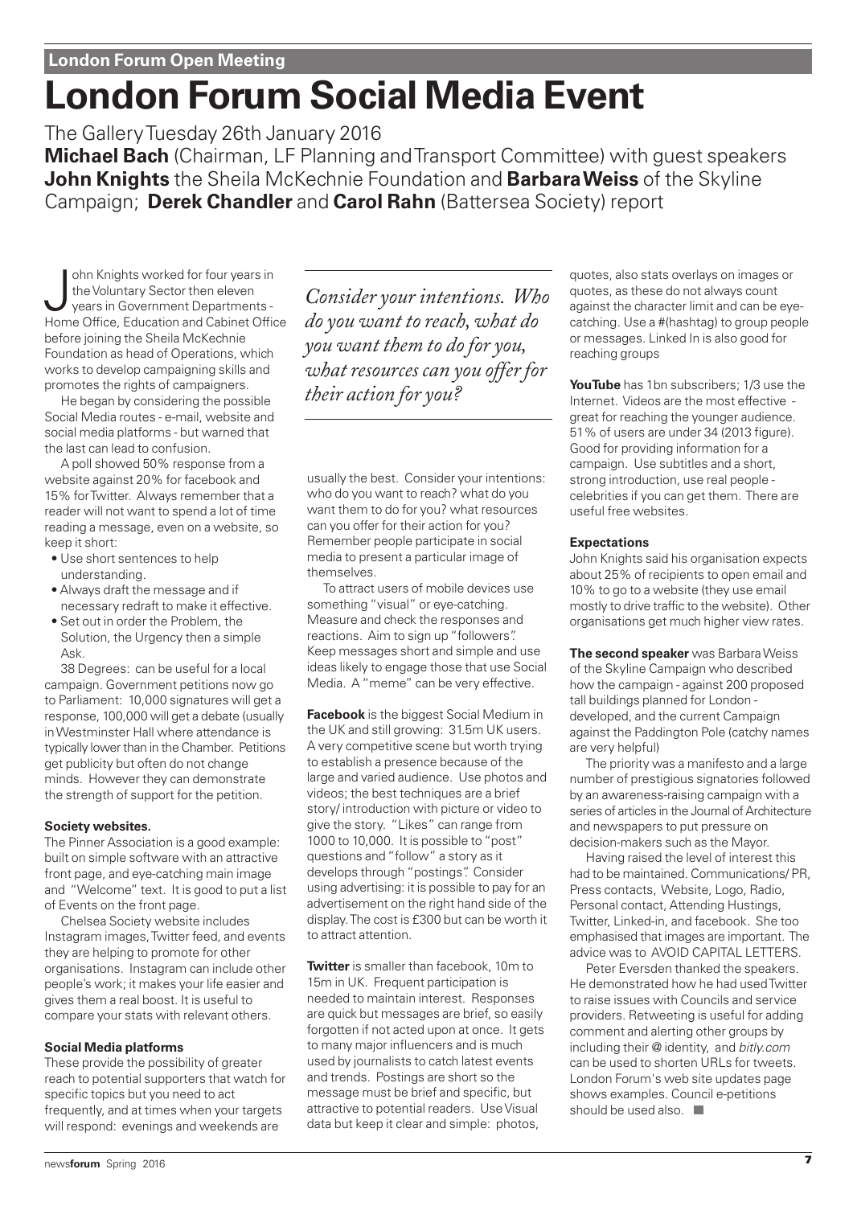**London Forum Open Meeting**

# London Forum Social Media Event

The Gallery Tuesday 26th January 2016

**Michael Bach** (Chairman, LF Planning and Transport Committee) with guest speakers **John Knights** the Sheila McKechnie Foundation and **Barbara Weiss** of the Skyline Campaign; **Derek Chandler** and **Carol Rahn** (Battersea Society) report

John Knights worked for four years in the Voluntary Sector then eleven years in Government Departments - Home Office, Education and Cabinet Office before joining the Sheila McKechnie Foundation as head of Operations, which works to develop campaigning skills and promotes the rights of campaigners.

He began by considering the possible Social Media routes - e-mail, website and social media platforms - but warned that the last can lead to confusion.

A poll showed 50% response from a website against 20% for facebook and 15% for Twitter. Always remember that a reader will not want to spend a lot of time reading a message, even on a website, so keep it short:

- Use short sentences to help understanding.
- Always draft the message and if necessary redraft to make it effective.
- Set out in order the Problem, the Solution, the Urgency then a simple Ask.

38 Degrees: can be useful for a local campaign. Government petitions now go to Parliament: 10,000 signatures will get a response, 100,000 will get a debate (usually in Westminster Hall where attendance is typically lower than in the Chamber. Petitions get publicity but often do not change minds. However they can demonstrate the strength of support for the petition.

**Society websites.**

The Pinner Association is a good example: built on simple software with an attractive front page, and eye-catching main image and "Welcome" text. It is good to put a list of Events on the front page.

Chelsea Society website includes Instagram images, Twitter feed, and events they are helping to promote for other organisations. Instagram can include other people's work; it makes your life easier and gives them a real boost. It is useful to compare your stats with relevant others.

**Social Media platforms**

These provide the possibility of greater reach to potential supporters that watch for specific topics but you need to act frequently, and at times when your targets will respond: evenings and weekends are usually the best. Consider your intentions: who do you want to reach? what do you want them to do for you? what resources can you offer for their action for you? Remember people participate in social media to present a particular image of themselves.

*Consider your intentions. Who do you want to reach, what do you want them to do for you, what resources can you offer for their action for you?*

To attract users of mobile devices use something "visual" or eye-catching. Measure and check the responses and reactions. Aim to sign up "followers". Keep messages short and simple and use ideas likely to engage those that use Social Media. A "meme" can be very effective.

**Facebook** is the biggest Social Medium in the UK and still growing: 31.5m UK users. A very competitive scene but worth trying to establish a presence because of the large and varied audience. Use photos and videos; the best techniques are a brief story/ introduction with picture or video to give the story. "Likes" can range from 1000 to 10,000. It is possible to "post" questions and "follow" a story as it develops through "postings". Consider using advertising: it is possible to pay for an advertisement on the right hand side of the display. The cost is £300 but can be worth it to attract attention.

**Twitter** is smaller than facebook, 10m to 15m in UK. Frequent participation is needed to maintain interest. Responses are quick but messages are brief, so easily forgotten if not acted upon at once. It gets to many major influencers and is much used by journalists to catch latest events and trends. Postings are short so the message must be brief and specific, but attractive to potential readers. Use Visual data but keep it clear and simple: photos, quotes, also stats overlays on images or quotes, as these do not always count against the character limit and can be eye-catching. Use a #(hashtag) to group people or messages. Linked In is also good for reaching groups

**YouTube** has 1bn subscribers; 1/3 use the Internet. Videos are the most effective - great for reaching the younger audience. 51% of users are under 34 (2013 figure). Good for providing information for a campaign. Use subtitles and a short, strong introduction, use real people - celebrities if you can get them. There are useful free websites.

**Expectations**

John Knights said his organisation expects about 25% of recipients to open email and 10% to go to a website (they use email mostly to drive traffic to the website). Other organisations get much higher view rates.

**The second speaker** was Barbara Weiss of the Skyline Campaign who described how the campaign - against 200 proposed tall buildings planned for London - developed, and the current Campaign against the Paddington Pole (catchy names are very helpful)

The priority was a manifesto and a large number of prestigious signatories followed by an awareness-raising campaign with a series of articles in the Journal of Architecture and newspapers to put pressure on decision-makers such as the Mayor.

Having raised the level of interest this had to be maintained. Communications/ PR, Press contacts, Website, Logo, Radio, Personal contact, Attending Hustings, Twitter, Linked-in, and facebook. She too emphasised that images are important. The advice was to AVOID CAPITAL LETTERS.

Peter Eversden thanked the speakers. He demonstrated how he had used Twitter to raise issues with Councils and service providers. Retweeting is useful for adding comment and alerting other groups by including their @ identity, and *bitly.com* can be used to shorten URLs for tweets. London Forum's web site updates page shows examples. Council e-petitions should be used also.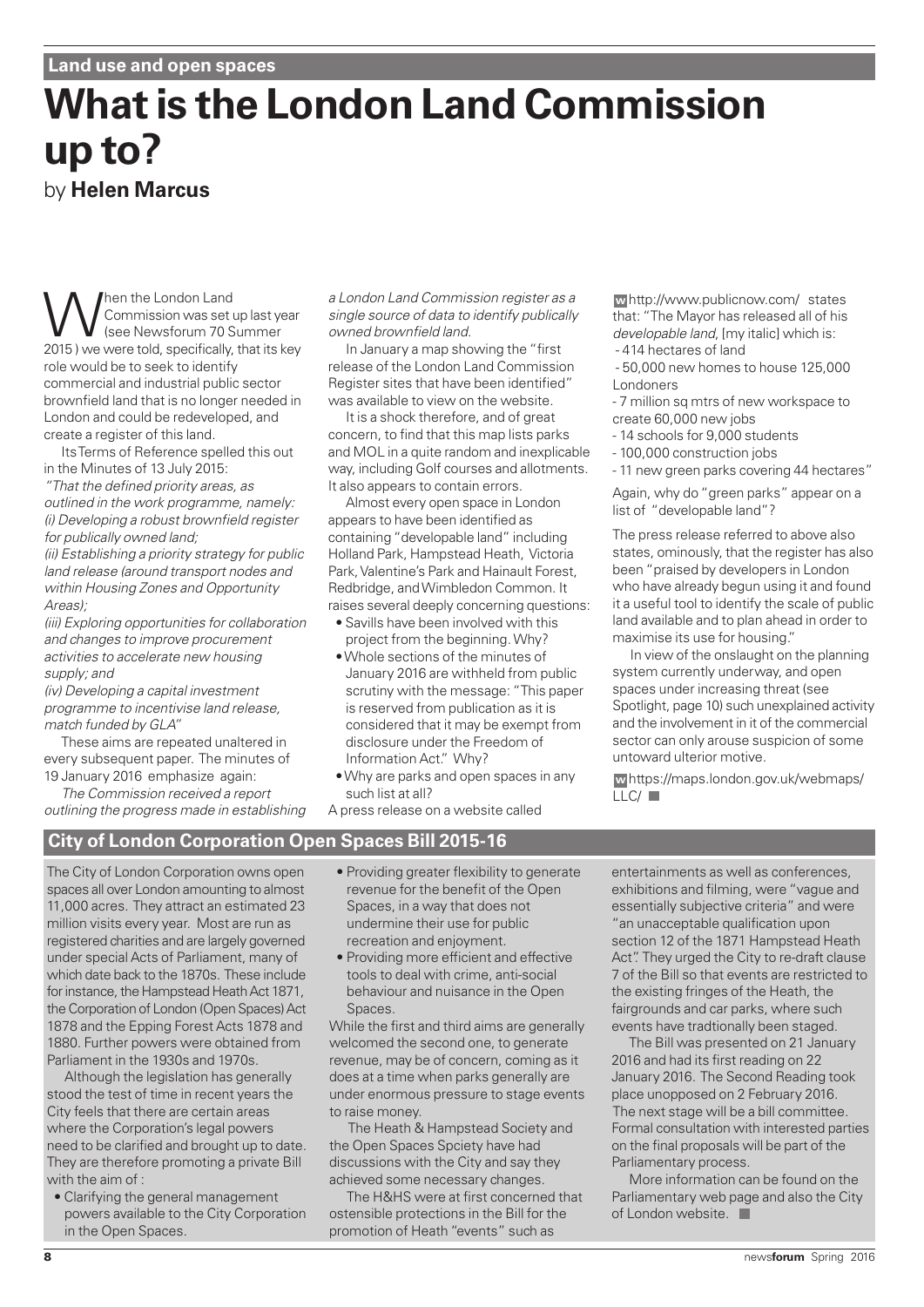**Land use and open spaces**

# What is the London Land Commission up to?

by **Helen Marcus**

When the London Land Commission was set up last year (see Newsforum 70 Summer 2015 ) we were told, specifically, that its key role would be to seek to identify commercial and industrial public sector brownfield land that is no longer needed in London and could be redeveloped, and create a register of this land.

Its Terms of Reference spelled this out in the Minutes of 13 July 2015:

*"That the defined priority areas, as outlined in the work programme, namely:*
*(i) Developing a robust brownfield register for publically owned land;*
*(ii) Establishing a priority strategy for public land release (around transport nodes and within Housing Zones and Opportunity Areas);*
*(iii) Exploring opportunities for collaboration and changes to improve procurement activities to accelerate new housing supply; and*
*(iv) Developing a capital investment programme to incentivise land release, match funded by GLA"*

These aims are repeated unaltered in every subsequent paper. The minutes of 19 January 2016 emphasize again:

*The Commission received a report outlining the progress made in establishing a London Land Commission register as a single source of data to identify publically owned brownfield land.*

In January a map showing the "first release of the London Land Commission Register sites that have been identified" was available to view on the website.

It is a shock therefore, and of great concern, to find that this map lists parks and MOL in a quite random and inexplicable way, including Golf courses and allotments. It also appears to contain errors.

Almost every open space in London appears to have been identified as containing "developable land" including Holland Park, Hampstead Heath, Victoria Park, Valentine's Park and Hainault Forest, Redbridge, and Wimbledon Common. It raises several deeply concerning questions:

- Savills have been involved with this project from the beginning. Why?
- Whole sections of the minutes of January 2016 are withheld from public scrutiny with the message: "This paper is reserved from publication as it is considered that it may be exempt from disclosure under the Freedom of Information Act." Why?
- Why are parks and open spaces in any such list at all?

A press release on a website called

**w** http://www.publicnow.com/ states that: "The Mayor has released all of his *developable land*, [my italic] which is:

- 414 hectares of land
- 50,000 new homes to house 125,000 Londoners
- 7 million sq mtrs of new workspace to create 60,000 new jobs
- 14 schools for 9,000 students
- 100,000 construction jobs
- 11 new green parks covering 44 hectares"

Again, why do "green parks" appear on a list of "developable land"?

The press release referred to above also states, ominously, that the register has also been "praised by developers in London who have already begun using it and found it a useful tool to identify the scale of public land available and to plan ahead in order to maximise its use for housing."

In view of the onslaught on the planning system currently underway, and open spaces under increasing threat (see Spotlight, page 10) such unexplained activity and the involvement in it of the commercial sector can only arouse suspicion of some untoward ulterior motive.

**w** https://maps.london.gov.uk/webmaps/LLC/

## City of London Corporation Open Spaces Bill 2015-16

The City of London Corporation owns open spaces all over London amounting to almost 11,000 acres. They attract an estimated 23 million visits every year. Most are run as registered charities and are largely governed under special Acts of Parliament, many of which date back to the 1870s. These include for instance, the Hampstead Heath Act 1871, the Corporation of London (Open Spaces) Act 1878 and the Epping Forest Acts 1878 and 1880. Further powers were obtained from Parliament in the 1930s and 1970s.

Although the legislation has generally stood the test of time in recent years the City feels that there are certain areas where the Corporation's legal powers need to be clarified and brought up to date. They are therefore promoting a private Bill with the aim of :

- Clarifying the general management powers available to the City Corporation in the Open Spaces.
- Providing greater flexibility to generate revenue for the benefit of the Open Spaces, in a way that does not undermine their use for public recreation and enjoyment.
- Providing more efficient and effective tools to deal with crime, anti-social behaviour and nuisance in the Open Spaces.

While the first and third aims are generally welcomed the second one, to generate revenue, may be of concern, coming as it does at a time when parks generally are under enormous pressure to stage events to raise money.

The Heath & Hampstead Society and the Open Spaces Spciety have had discussions with the City and say they achieved some necessary changes.

The H&HS were at first concerned that ostensible protections in the Bill for the promotion of Heath "events" such as entertainments as well as conferences, exhibitions and filming, were "vague and essentially subjective criteria" and were "an unacceptable qualification upon section 12 of the 1871 Hampstead Heath Act". They urged the City to re-draft clause 7 of the Bill so that events are restricted to the existing fringes of the Heath, the fairgrounds and car parks, where such events have tradtionally been staged.

The Bill was presented on 21 January 2016 and had its first reading on 22 January 2016. The Second Reading took place unopposed on 2 February 2016. The next stage will be a bill committee. Formal consultation with interested parties on the final proposals will be part of the Parliamentary process.

More information can be found on the Parliamentary web page and also the City of London website.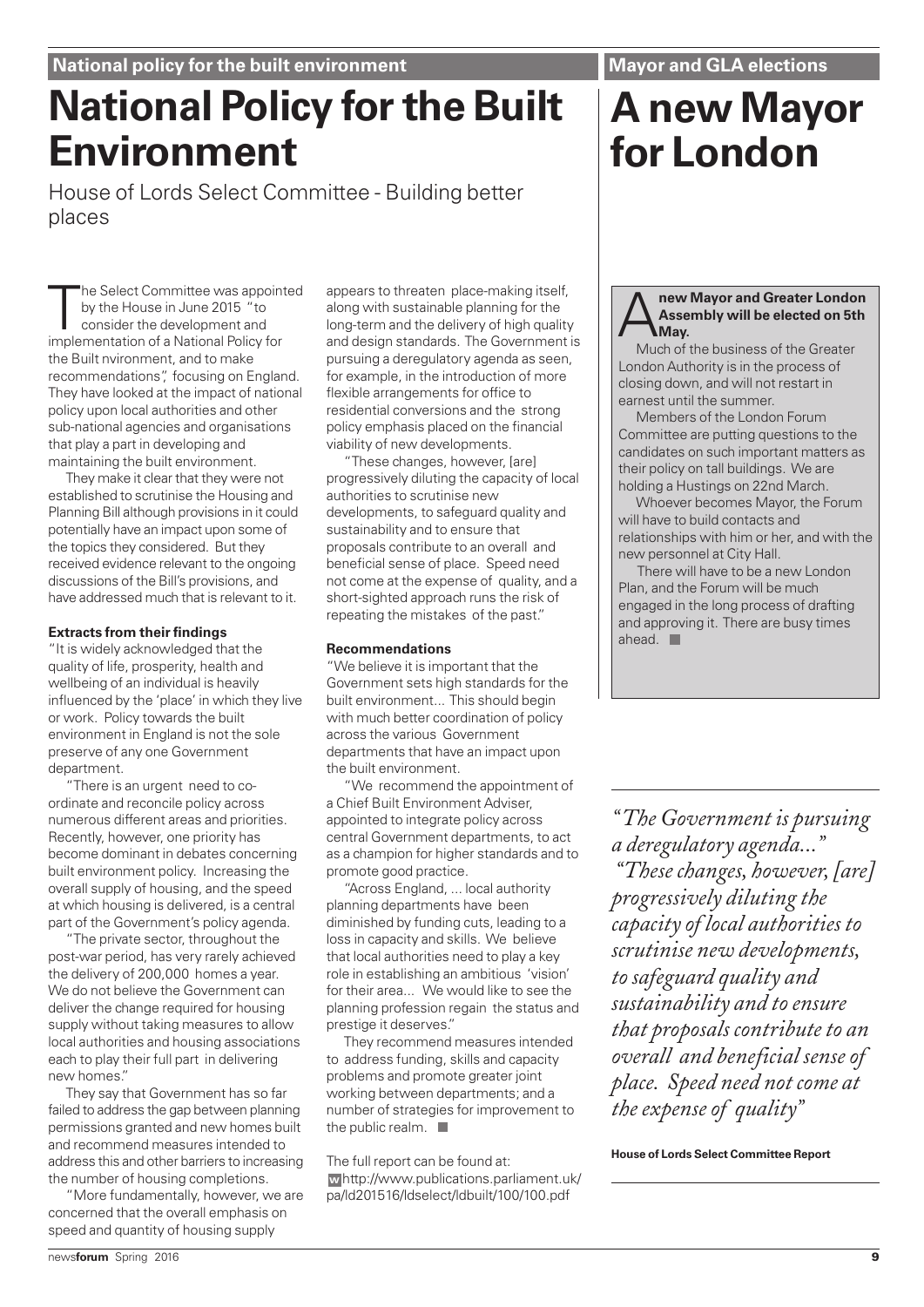National policy for the built environment

# National Policy for the Built Environment

House of Lords Select Committee - Building better places

The Select Committee was appointed by the House in June 2015 "to consider the development and implementation of a National Policy for the Built nvironment, and to make recommendations", focusing on England. They have looked at the impact of national policy upon local authorities and other sub-national agencies and organisations that play a part in developing and maintaining the built environment.

They make it clear that they were not established to scrutinise the Housing and Planning Bill although provisions in it could potentially have an impact upon some of the topics they considered. But they received evidence relevant to the ongoing discussions of the Bill's provisions, and have addressed much that is relevant to it.

**Extracts from their findings**

"It is widely acknowledged that the quality of life, prosperity, health and wellbeing of an individual is heavily influenced by the 'place' in which they live or work. Policy towards the built environment in England is not the sole preserve of any one Government department.

"There is an urgent need to co-ordinate and reconcile policy across numerous different areas and priorities. Recently, however, one priority has become dominant in debates concerning built environment policy. Increasing the overall supply of housing, and the speed at which housing is delivered, is a central part of the Government's policy agenda.

"The private sector, throughout the post-war period, has very rarely achieved the delivery of 200,000 homes a year. We do not believe the Government can deliver the change required for housing supply without taking measures to allow local authorities and housing associations each to play their full part in delivering new homes."

They say that Government has so far failed to address the gap between planning permissions granted and new homes built and recommend measures intended to address this and other barriers to increasing the number of housing completions.

"More fundamentally, however, we are concerned that the overall emphasis on speed and quantity of housing supply appears to threaten place-making itself, along with sustainable planning for the long-term and the delivery of high quality and design standards. The Government is pursuing a deregulatory agenda as seen, for example, in the introduction of more flexible arrangements for office to residential conversions and the strong policy emphasis placed on the financial viability of new developments.

"These changes, however, [are] progressively diluting the capacity of local authorities to scrutinise new developments, to safeguard quality and sustainability and to ensure that proposals contribute to an overall and beneficial sense of place. Speed need not come at the expense of quality, and a short-sighted approach runs the risk of repeating the mistakes of the past."

**Recommendations**

"We believe it is important that the Government sets high standards for the built environment... This should begin with much better coordination of policy across the various Government departments that have an impact upon the built environment.

"We recommend the appointment of a Chief Built Environment Adviser, appointed to integrate policy across central Government departments, to act as a champion for higher standards and to promote good practice.

"Across England, ... local authority planning departments have been diminished by funding cuts, leading to a loss in capacity and skills. We believe that local authorities need to play a key role in establishing an ambitious 'vision' for their area... We would like to see the planning profession regain the status and prestige it deserves."

They recommend measures intended to address funding, skills and capacity problems and promote greater joint working between departments; and a number of strategies for improvement to the public realm.

The full report can be found at:
http://www.publications.parliament.uk/pa/ld201516/ldselect/ldbuilt/100/100.pdf

*"The Government is pursuing a deregulatory agenda..." "These changes, however, [are] progressively diluting the capacity of local authorities to scrutinise new developments, to safeguard quality and sustainability and to ensure that proposals contribute to an overall and beneficial sense of place. Speed need not come at the expense of quality"*

**House of Lords Select Committee Report**

Mayor and GLA elections

# A new Mayor for London

**A new Mayor and Greater London Assembly will be elected on 5th May.**

Much of the business of the Greater London Authority is in the process of closing down, and will not restart in earnest until the summer.

Members of the London Forum Committee are putting questions to the candidates on such important matters as their policy on tall buildings. We are holding a Hustings on 22nd March.

Whoever becomes Mayor, the Forum will have to build contacts and relationships with him or her, and with the new personnel at City Hall.

There will have to be a new London Plan, and the Forum will be much engaged in the long process of drafting and approving it. There are busy times ahead.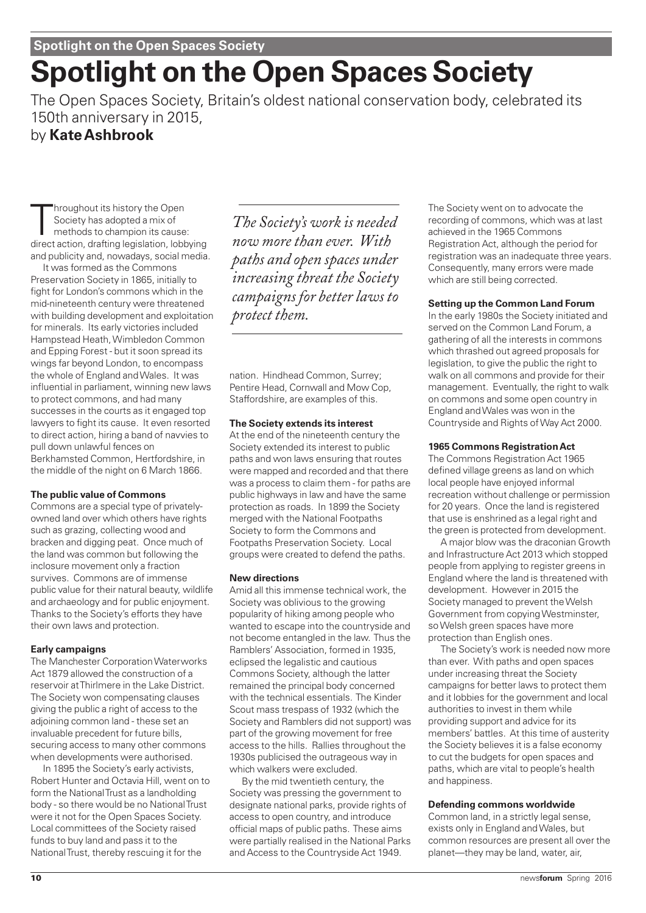# Spotlight on the Open Spaces Society

The Open Spaces Society, Britain's oldest national conservation body, celebrated its 150th anniversary in 2015,
by **Kate Ashbrook**

Throughout its history the Open Society has adopted a mix of methods to champion its cause: direct action, drafting legislation, lobbying and publicity and, nowadays, social media.

It was formed as the Commons Preservation Society in 1865, initially to fight for London's commons which in the mid-nineteenth century were threatened with building development and exploitation for minerals. Its early victories included Hampstead Heath, Wimbledon Common and Epping Forest - but it soon spread its wings far beyond London, to encompass the whole of England and Wales. It was influential in parliament, winning new laws to protect commons, and had many successes in the courts as it engaged top lawyers to fight its cause. It even resorted to direct action, hiring a band of navvies to pull down unlawful fences on Berkhamsted Common, Hertfordshire, in the middle of the night on 6 March 1866.

*The Society's work is needed now more than ever. With paths and open spaces under increasing threat the Society campaigns for better laws to protect them.*

### The public value of Commons

Commons are a special type of privately-owned land over which others have rights such as grazing, collecting wood and bracken and digging peat. Once much of the land was common but following the inclosure movement only a fraction survives. Commons are of immense public value for their natural beauty, wildlife and archaeology and for public enjoyment. Thanks to the Society's efforts they have their own laws and protection.

### Early campaigns

The Manchester Corporation Waterworks Act 1879 allowed the construction of a reservoir at Thirlmere in the Lake District. The Society won compensating clauses giving the public a right of access to the adjoining common land - these set an invaluable precedent for future bills, securing access to many other commons when developments were authorised.

In 1895 the Society's early activists, Robert Hunter and Octavia Hill, went on to form the National Trust as a landholding body - so there would be no National Trust were it not for the Open Spaces Society. Local committees of the Society raised funds to buy land and pass it to the National Trust, thereby rescuing it for the nation. Hindhead Common, Surrey; Pentire Head, Cornwall and Mow Cop, Staffordshire, are examples of this.

### The Society extends its interest

At the end of the nineteenth century the Society extended its interest to public paths and won laws ensuring that routes were mapped and recorded and that there was a process to claim them - for paths are public highways in law and have the same protection as roads. In 1899 the Society merged with the National Footpaths Society to form the Commons and Footpaths Preservation Society. Local groups were created to defend the paths.

### New directions

Amid all this immense technical work, the Society was oblivious to the growing popularity of hiking among people who wanted to escape into the countryside and not become entangled in the law. Thus the Ramblers' Association, formed in 1935, eclipsed the legalistic and cautious Commons Society, although the latter remained the principal body concerned with the technical essentials. The Kinder Scout mass trespass of 1932 (which the Society and Ramblers did not support) was part of the growing movement for free access to the hills. Rallies throughout the 1930s publicised the outrageous way in which walkers were excluded.

By the mid twentieth century, the Society was pressing the government to designate national parks, provide rights of access to open country, and introduce official maps of public paths. These aims were partially realised in the National Parks and Access to the Countryside Act 1949.

The Society went on to advocate the recording of commons, which was at last achieved in the 1965 Commons Registration Act, although the period for registration was an inadequate three years. Consequently, many errors were made which are still being corrected.

### Setting up the Common Land Forum

In the early 1980s the Society initiated and served on the Common Land Forum, a gathering of all the interests in commons which thrashed out agreed proposals for legislation, to give the public the right to walk on all commons and provide for their management. Eventually, the right to walk on commons and some open country in England and Wales was won in the Countryside and Rights of Way Act 2000.

### 1965 Commons Registration Act

The Commons Registration Act 1965 defined village greens as land on which local people have enjoyed informal recreation without challenge or permission for 20 years. Once the land is registered that use is enshrined as a legal right and the green is protected from development.

A major blow was the draconian Growth and Infrastructure Act 2013 which stopped people from applying to register greens in England where the land is threatened with development. However in 2015 the Society managed to prevent the Welsh Government from copying Westminster, so Welsh green spaces have more protection than English ones.

The Society's work is needed now more than ever. With paths and open spaces under increasing threat the Society campaigns for better laws to protect them and it lobbies for the government and local authorities to invest in them while providing support and advice for its members' battles. At this time of austerity the Society believes it is a false economy to cut the budgets for open spaces and paths, which are vital to people's health and happiness.

### Defending commons worldwide

Common land, in a strictly legal sense, exists only in England and Wales, but common resources are present all over the planet—they may be land, water, air,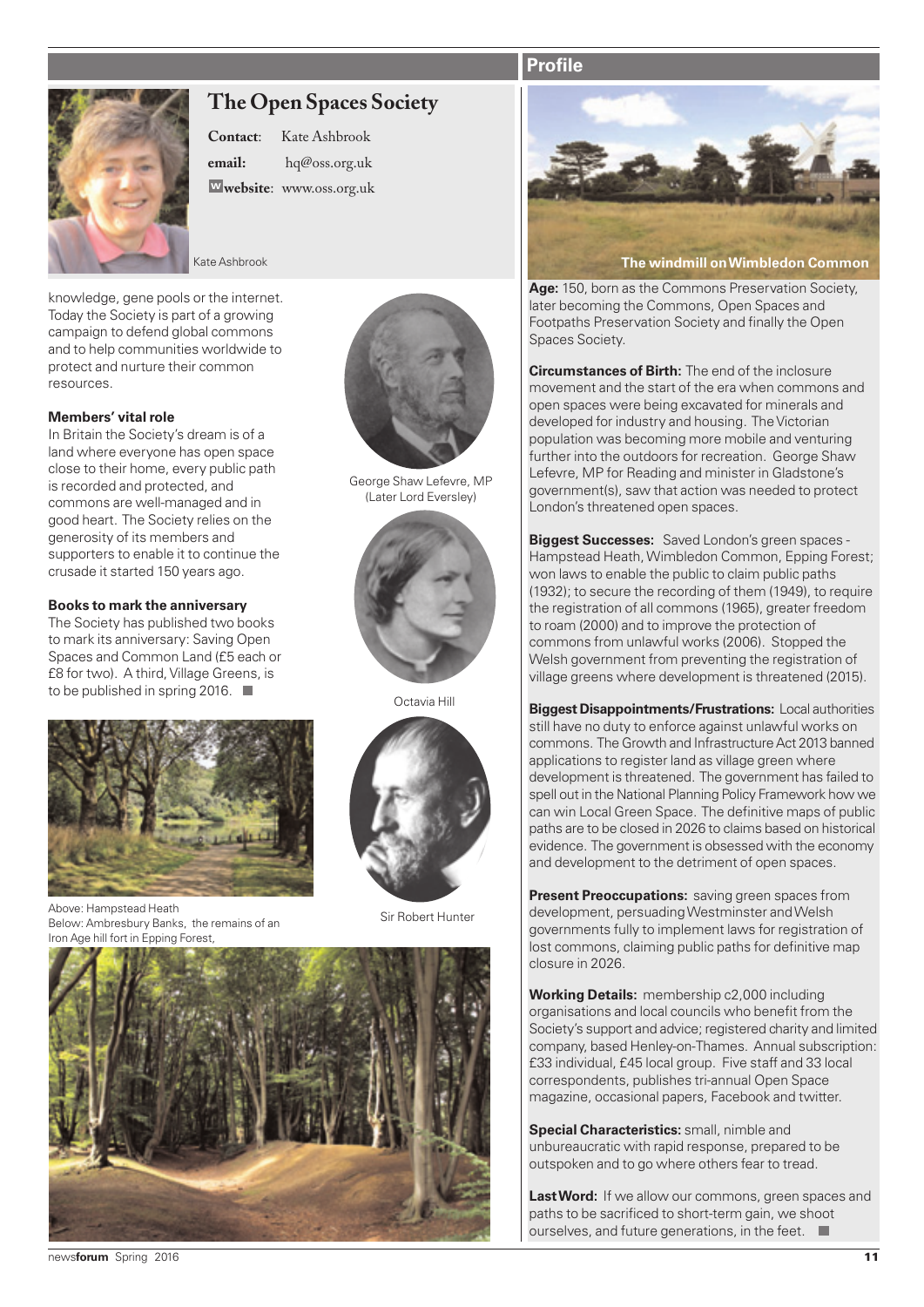# The Open Spaces Society

**Contact**: Kate Ashbrook

**email:** hq@oss.org.uk

**website**: www.oss.org.uk

Kate Ashbrook

knowledge, gene pools or the internet. Today the Society is part of a growing campaign to defend global commons and to help communities worldwide to protect and nurture their common resources.

### Members' vital role

In Britain the Society's dream is of a land where everyone has open space close to their home, every public path is recorded and protected, and commons are well-managed and in good heart. The Society relies on the generosity of its members and supporters to enable it to continue the crusade it started 150 years ago.

### Books to mark the anniversary

The Society has published two books to mark its anniversary: Saving Open Spaces and Common Land (£5 each or £8 for two). A third, Village Greens, is to be published in spring 2016.

George Shaw Lefevre, MP (Later Lord Eversley)

Octavia Hill

Sir Robert Hunter

Above: Hampstead Heath

Below: Ambresbury Banks, the remains of an Iron Age hill fort in Epping Forest,

## Profile

The windmill on Wimbledon Common

**Age:** 150, born as the Commons Preservation Society, later becoming the Commons, Open Spaces and Footpaths Preservation Society and finally the Open Spaces Society.

**Circumstances of Birth:** The end of the inclosure movement and the start of the era when commons and open spaces were being excavated for minerals and developed for industry and housing. The Victorian population was becoming more mobile and venturing further into the outdoors for recreation. George Shaw Lefevre, MP for Reading and minister in Gladstone's government(s), saw that action was needed to protect London's threatened open spaces.

**Biggest Successes:** Saved London's green spaces - Hampstead Heath, Wimbledon Common, Epping Forest; won laws to enable the public to claim public paths (1932); to secure the recording of them (1949), to require the registration of all commons (1965), greater freedom to roam (2000) and to improve the protection of commons from unlawful works (2006). Stopped the Welsh government from preventing the registration of village greens where development is threatened (2015).

**Biggest Disappointments/Frustrations:** Local authorities still have no duty to enforce against unlawful works on commons. The Growth and Infrastructure Act 2013 banned applications to register land as village green where development is threatened. The government has failed to spell out in the National Planning Policy Framework how we can win Local Green Space. The definitive maps of public paths are to be closed in 2026 to claims based on historical evidence. The government is obsessed with the economy and development to the detriment of open spaces.

**Present Preoccupations:** saving green spaces from development, persuading Westminster and Welsh governments fully to implement laws for registration of lost commons, claiming public paths for definitive map closure in 2026.

**Working Details:** membership c2,000 including organisations and local councils who benefit from the Society's support and advice; registered charity and limited company, based Henley-on-Thames. Annual subscription: £33 individual, £45 local group. Five staff and 33 local correspondents, publishes tri-annual Open Space magazine, occasional papers, Facebook and twitter.

**Special Characteristics:** small, nimble and unbureaucratic with rapid response, prepared to be outspoken and to go where others fear to tread.

**Last Word:** If we allow our commons, green spaces and paths to be sacrificed to short-term gain, we shoot ourselves, and future generations, in the feet.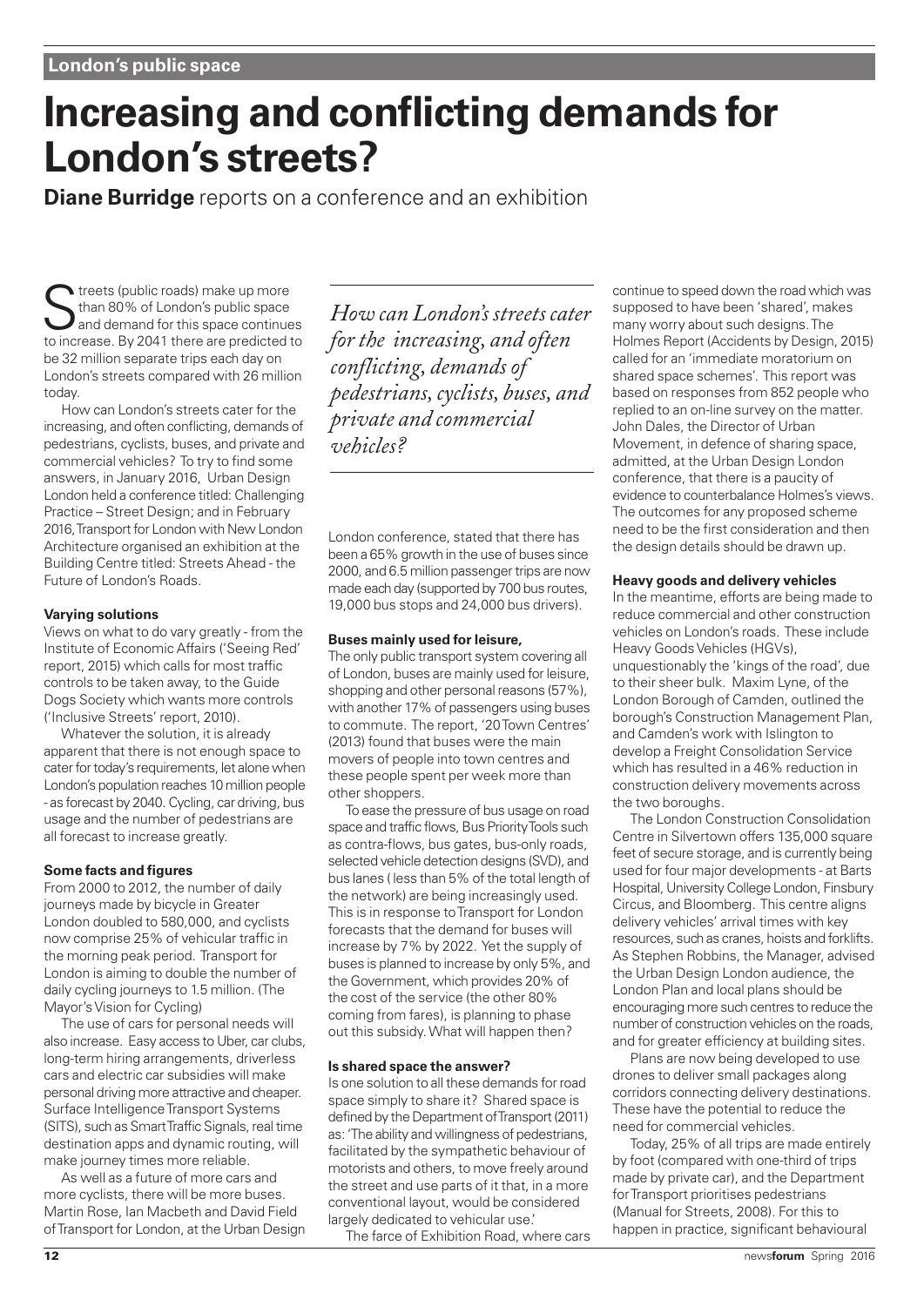London's public space

# Increasing and conflicting demands for London's streets?

**Diane Burridge** reports on a conference and an exhibition

Streets (public roads) make up more than 80% of London's public space and demand for this space continues to increase. By 2041 there are predicted to be 32 million separate trips each day on London's streets compared with 26 million today.

How can London's streets cater for the increasing, and often conflicting, demands of pedestrians, cyclists, buses, and private and commercial vehicles? To try to find some answers, in January 2016, Urban Design London held a conference titled: Challenging Practice – Street Design; and in February 2016, Transport for London with New London Architecture organised an exhibition at the Building Centre titled: Streets Ahead - the Future of London's Roads.

*How can London's streets cater for the increasing, and often conflicting, demands of pedestrians, cyclists, buses, and private and commercial vehicles?*

### Varying solutions

Views on what to do vary greatly - from the Institute of Economic Affairs ('Seeing Red' report, 2015) which calls for most traffic controls to be taken away, to the Guide Dogs Society which wants more controls ('Inclusive Streets' report, 2010).

Whatever the solution, it is already apparent that there is not enough space to cater for today's requirements, let alone when London's population reaches 10 million people - as forecast by 2040. Cycling, car driving, bus usage and the number of pedestrians are all forecast to increase greatly.

### Some facts and figures

From 2000 to 2012, the number of daily journeys made by bicycle in Greater London doubled to 580,000, and cyclists now comprise 25% of vehicular traffic in the morning peak period. Transport for London is aiming to double the number of daily cycling journeys to 1.5 million. (The Mayor's Vision for Cycling)

The use of cars for personal needs will also increase. Easy access to Uber, car clubs, long-term hiring arrangements, driverless cars and electric car subsidies will make personal driving more attractive and cheaper. Surface Intelligence Transport Systems (SITS), such as Smart Traffic Signals, real time destination apps and dynamic routing, will make journey times more reliable.

As well as a future of more cars and more cyclists, there will be more buses. Martin Rose, Ian Macbeth and David Field of Transport for London, at the Urban Design London conference, stated that there has been a 65% growth in the use of buses since 2000, and 6.5 million passenger trips are now made each day (supported by 700 bus routes, 19,000 bus stops and 24,000 bus drivers).

### Buses mainly used for leisure,

The only public transport system covering all of London, buses are mainly used for leisure, shopping and other personal reasons (57%), with another 17% of passengers using buses to commute. The report, '20 Town Centres' (2013) found that buses were the main movers of people into town centres and these people spent per week more than other shoppers.

To ease the pressure of bus usage on road space and traffic flows, Bus Priority Tools such as contra-flows, bus gates, bus-only roads, selected vehicle detection designs (SVD), and bus lanes ( less than 5% of the total length of the network) are being increasingly used. This is in response to Transport for London forecasts that the demand for buses will increase by 7% by 2022. Yet the supply of buses is planned to increase by only 5%, and the Government, which provides 20% of the cost of the service (the other 80% coming from fares), is planning to phase out this subsidy. What will happen then?

### Is shared space the answer?

Is one solution to all these demands for road space simply to share it? Shared space is defined by the Department of Transport (2011) as: 'The ability and willingness of pedestrians, facilitated by the sympathetic behaviour of motorists and others, to move freely around the street and use parts of it that, in a more conventional layout, would be considered largely dedicated to vehicular use.'

The farce of Exhibition Road, where cars continue to speed down the road which was supposed to have been 'shared', makes many worry about such designs. The Holmes Report (Accidents by Design, 2015) called for an 'immediate moratorium on shared space schemes'. This report was based on responses from 852 people who replied to an on-line survey on the matter. John Dales, the Director of Urban Movement, in defence of sharing space, admitted, at the Urban Design London conference, that there is a paucity of evidence to counterbalance Holmes's views. The outcomes for any proposed scheme need to be the first consideration and then the design details should be drawn up.

### Heavy goods and delivery vehicles

In the meantime, efforts are being made to reduce commercial and other construction vehicles on London's roads. These include Heavy Goods Vehicles (HGVs), unquestionably the 'kings of the road', due to their sheer bulk. Maxim Lyne, of the London Borough of Camden, outlined the borough's Construction Management Plan, and Camden's work with Islington to develop a Freight Consolidation Service which has resulted in a 46% reduction in construction delivery movements across the two boroughs.

The London Construction Consolidation Centre in Silvertown offers 135,000 square feet of secure storage, and is currently being used for four major developments - at Barts Hospital, University College London, Finsbury Circus, and Bloomberg. This centre aligns delivery vehicles' arrival times with key resources, such as cranes, hoists and forklifts. As Stephen Robbins, the Manager, advised the Urban Design London audience, the London Plan and local plans should be encouraging more such centres to reduce the number of construction vehicles on the roads, and for greater efficiency at building sites.

Plans are now being developed to use drones to deliver small packages along corridors connecting delivery destinations. These have the potential to reduce the need for commercial vehicles.

Today, 25% of all trips are made entirely by foot (compared with one-third of trips made by private car), and the Department for Transport prioritises pedestrians (Manual for Streets, 2008). For this to happen in practice, significant behavioural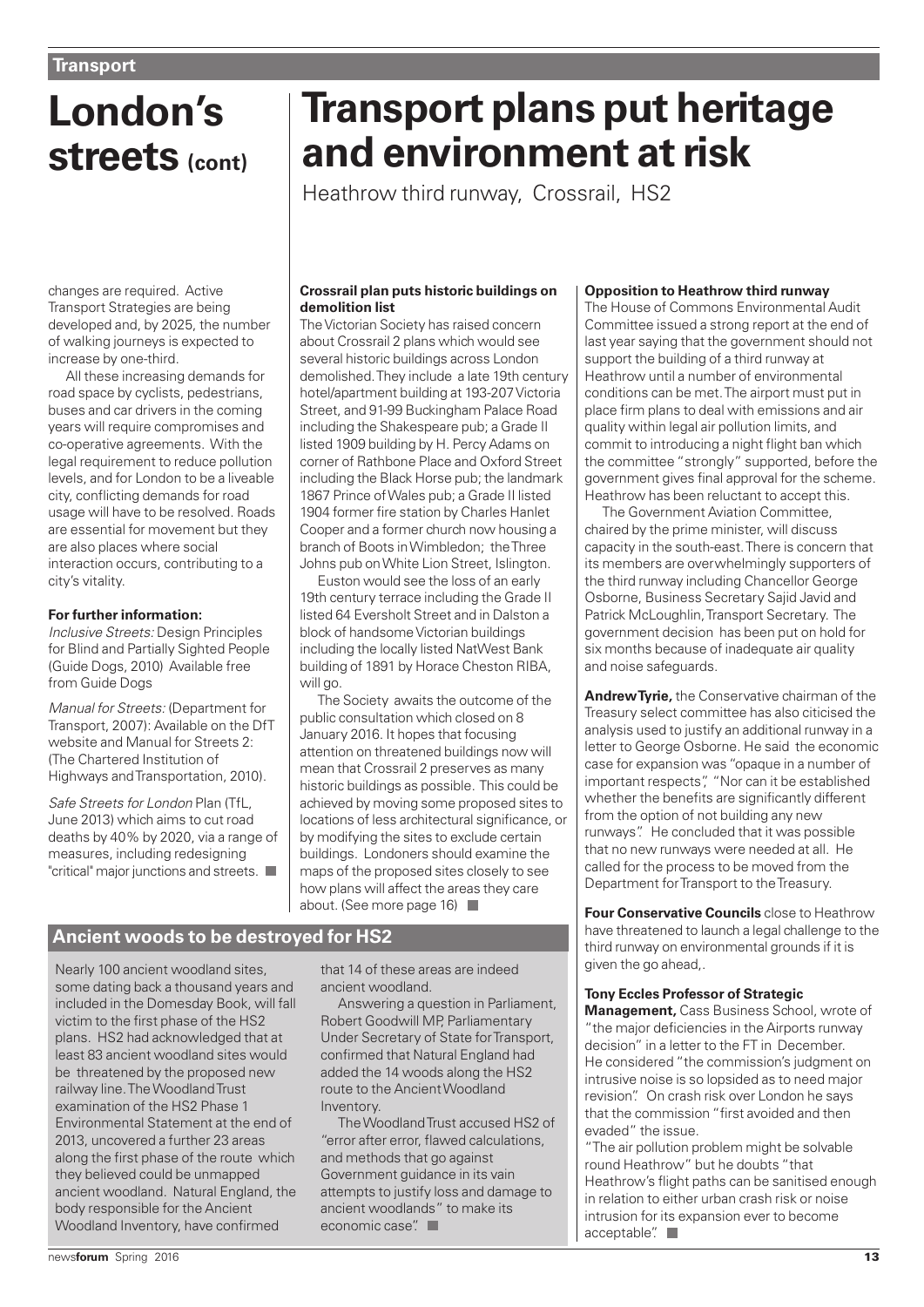# London's streets (cont)

changes are required. Active Transport Strategies are being developed and, by 2025, the number of walking journeys is expected to increase by one-third.

All these increasing demands for road space by cyclists, pedestrians, buses and car drivers in the coming years will require compromises and co-operative agreements. With the legal requirement to reduce pollution levels, and for London to be a liveable city, conflicting demands for road usage will have to be resolved. Roads are essential for movement but they are also places where social interaction occurs, contributing to a city's vitality.

**For further information:**

*Inclusive Streets:* Design Principles for Blind and Partially Sighted People (Guide Dogs, 2010) Available free from Guide Dogs

*Manual for Streets:* (Department for Transport, 2007): Available on the DfT website and Manual for Streets 2: (The Chartered Institution of Highways and Transportation, 2010).

*Safe Streets for London* Plan (TfL, June 2013) which aims to cut road deaths by 40% by 2020, via a range of measures, including redesigning "critical" major junctions and streets.

# Transport plans put heritage and environment at risk

Heathrow third runway, Crossrail, HS2

**Crossrail plan puts historic buildings on demolition list**

The Victorian Society has raised concern about Crossrail 2 plans which would see several historic buildings across London demolished. They include a late 19th century hotel/apartment building at 193-207 Victoria Street, and 91-99 Buckingham Palace Road including the Shakespeare pub; a Grade II listed 1909 building by H. Percy Adams on corner of Rathbone Place and Oxford Street including the Black Horse pub; the landmark 1867 Prince of Wales pub; a Grade II listed 1904 former fire station by Charles Hanlet Cooper and a former church now housing a branch of Boots in Wimbledon; the Three Johns pub on White Lion Street, Islington.

Euston would see the loss of an early 19th century terrace including the Grade II listed 64 Eversholt Street and in Dalston a block of handsome Victorian buildings including the locally listed NatWest Bank building of 1891 by Horace Cheston RIBA, will go.

The Society awaits the outcome of the public consultation which closed on 8 January 2016. It hopes that focusing attention on threatened buildings now will mean that Crossrail 2 preserves as many historic buildings as possible. This could be achieved by moving some proposed sites to locations of less architectural significance, or by modifying the sites to exclude certain buildings. Londoners should examine the maps of the proposed sites closely to see how plans will affect the areas they care about. (See more page 16)

**Opposition to Heathrow third runway**

The House of Commons Environmental Audit Committee issued a strong report at the end of last year saying that the government should not support the building of a third runway at Heathrow until a number of environmental conditions can be met. The airport must put in place firm plans to deal with emissions and air quality within legal air pollution limits, and commit to introducing a night flight ban which the committee "strongly" supported, before the government gives final approval for the scheme. Heathrow has been reluctant to accept this.

The Government Aviation Committee, chaired by the prime minister, will discuss capacity in the south-east. There is concern that its members are overwhelmingly supporters of the third runway including Chancellor George Osborne, Business Secretary Sajid Javid and Patrick McLoughlin, Transport Secretary. The government decision has been put on hold for six months because of inadequate air quality and noise safeguards.

**Andrew Tyrie,** the Conservative chairman of the Treasury select committee has also citicised the analysis used to justify an additional runway in a letter to George Osborne. He said the economic case for expansion was "opaque in a number of important respects", "Nor can it be established whether the benefits are significantly different from the option of not building any new runways". He concluded that it was possible that no new runways were needed at all. He called for the process to be moved from the Department for Transport to the Treasury.

**Four Conservative Councils** close to Heathrow have threatened to launch a legal challenge to the third runway on environmental grounds if it is given the go ahead,.

**Tony Eccles Professor of Strategic Management,** Cass Business School, wrote of "the major deficiencies in the Airports runway decision" in a letter to the FT in December. He considered "the commission's judgment on intrusive noise is so lopsided as to need major revision". On crash risk over London he says that the commission "first avoided and then evaded" the issue.

"The air pollution problem might be solvable round Heathrow" but he doubts "that Heathrow's flight paths can be sanitised enough in relation to either urban crash risk or noise intrusion for its expansion ever to become acceptable".

## Ancient woods to be destroyed for HS2

Nearly 100 ancient woodland sites, some dating back a thousand years and included in the Domesday Book, will fall victim to the first phase of the HS2 plans. HS2 had acknowledged that at least 83 ancient woodland sites would be threatened by the proposed new railway line. The Woodland Trust examination of the HS2 Phase 1 Environmental Statement at the end of 2013, uncovered a further 23 areas along the first phase of the route which they believed could be unmapped ancient woodland. Natural England, the body responsible for the Ancient Woodland Inventory, have confirmed that 14 of these areas are indeed ancient woodland.

Answering a question in Parliament, Robert Goodwill MP, Parliamentary Under Secretary of State for Transport, confirmed that Natural England had added the 14 woods along the HS2 route to the Ancient Woodland Inventory.

The Woodland Trust accused HS2 of "error after error, flawed calculations, and methods that go against Government guidance in its vain attempts to justify loss and damage to ancient woodlands" to make its economic case".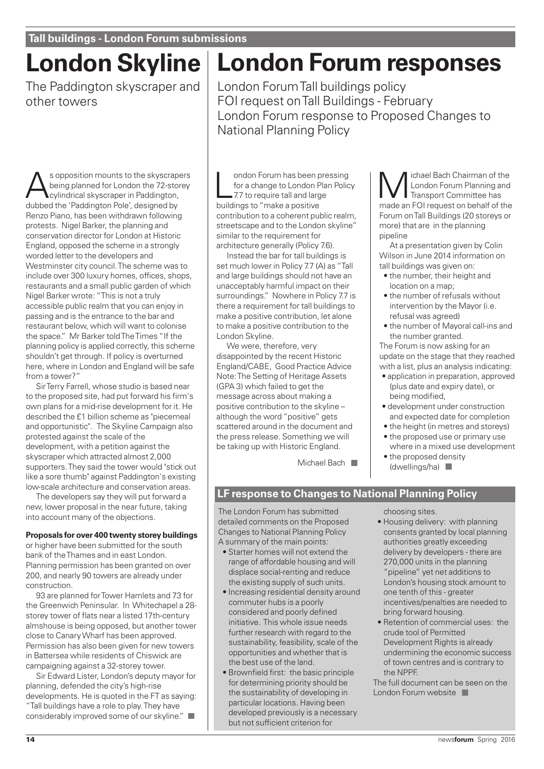**Tall buildings - London Forum submissions**

# London Skyline

The Paddington skyscraper and other towers

As opposition mounts to the skyscrapers being planned for London the 72-storey cylindrical skyscraper in Paddington, dubbed the 'Paddington Pole', designed by Renzo Piano, has been withdrawn following protests. Nigel Barker, the planning and conservation director for London at Historic England, opposed the scheme in a strongly worded letter to the developers and Westminster city council. The scheme was to include over 300 luxury homes, offices, shops, restaurants and a small public garden of which Nigel Barker wrote: "This is not a truly accessible public realm that you can enjoy in passing and is the entrance to the bar and restaurant below, which will want to colonise the space." Mr Barker told The Times "If the planning policy is applied correctly, this scheme shouldn't get through. If policy is overturned here, where in London and England will be safe from a tower?"

Sir Terry Farrell, whose studio is based near to the proposed site, had put forward his firm's own plans for a mid-rise development for it. He described the £1 billion scheme as "piecemeal and opportunistic". The Skyline Campaign also protested against the scale of the development, with a petition against the skyscraper which attracted almost 2,000 supporters. They said the tower would "stick out like a sore thumb" against Paddington's existing low-scale architecture and conservation areas.

The developers say they will put forward a new, lower proposal in the near future, taking into account many of the objections.

**Proposals for over 400 twenty storey buildings** or higher have been submitted for the south bank of the Thames and in east London. Planning permission has been granted on over 200, and nearly 90 towers are already under construction.

93 are planned for Tower Hamlets and 73 for the Greenwich Peninsular. In Whitechapel a 28-storey tower of flats near a listed 17th-century almshouse is being opposed, but another tower close to Canary Wharf has been approved. Permission has also been given for new towers in Battersea while residents of Chiswick are campaigning against a 32-storey tower.

Sir Edward Lister, London's deputy mayor for planning, defended the city's high-rise developments. He is quoted in the FT as saying: "Tall buildings have a role to play. They have considerably improved some of our skyline."

# London Forum responses

London Forum Tall buildings policy
FOI request on Tall Buildings - February
London Forum response to Proposed Changes to National Planning Policy

London Forum has been pressing for a change to London Plan Policy 7.7 to require tall and large buildings to "make a positive contribution to a coherent public realm, streetscape and to the London skyline" similar to the requirement for architecture generally (Policy 7.6).

Instead the bar for tall buildings is set much lower in Policy 7.7 (A) as "Tall and large buildings should not have an unacceptably harmful impact on their surroundings." Nowhere in Policy 7.7 is there a requirement for tall buildings to make a positive contribution, let alone to make a positive contribution to the London Skyline.

We were, therefore, very disappointed by the recent Historic England/CABE, Good Practice Advice Note: The Setting of Heritage Assets (GPA 3) which failed to get the message across about making a positive contribution to the skyline – although the word "positive" gets scattered around in the document and the press release. Something we will be taking up with Historic England.

Michael Bach

Michael Bach Chairman of the London Forum Planning and Transport Committee has made an FOI request on behalf of the Forum on Tall Buildings (20 storeys or more) that are in the planning pipeline

At a presentation given by Colin Wilson in June 2014 information on tall buildings was given on:

- the number, their height and location on a map;
- the number of refusals without intervention by the Mayor (i.e. refusal was agreed)
- the number of Mayoral call-ins and the number granted.

The Forum is now asking for an update on the stage that they reached with a list, plus an analysis indicating:

- application in preparation, approved (plus date and expiry date), or being modified,
- development under construction and expected date for completion
- the height (in metres and storeys)
- the proposed use or primary use where in a mixed use development
- the proposed density (dwellings/ha)

## LF response to Changes to National Planning Policy

The London Forum has submitted detailed comments on the Proposed Changes to National Planning Policy
A summary of the main points:

- Starter homes will not extend the range of affordable housing and will displace social-renting and reduce the existing supply of such units.
- Increasing residential density around commuter hubs is a poorly considered and poorly defined initiative. This whole issue needs further research with regard to the sustainability, feasibility, scale of the opportunities and whether that is the best use of the land.
- Brownfield first: the basic principle for determining priority should be the sustainability of developing in particular locations. Having been developed previously is a necessary but not sufficient criterion for choosing sites.
- Housing delivery: with planning consents granted by local planning authorities greatly exceeding delivery by developers - there are 270,000 units in the planning "pipeline" yet net additions to London's housing stock amount to one tenth of this - greater incentives/penalties are needed to bring forward housing.
- Retention of commercial uses: the crude tool of Permitted Development Rights is already undermining the economic success of town centres and is contrary to the NPPF.

The full document can be seen on the London Forum website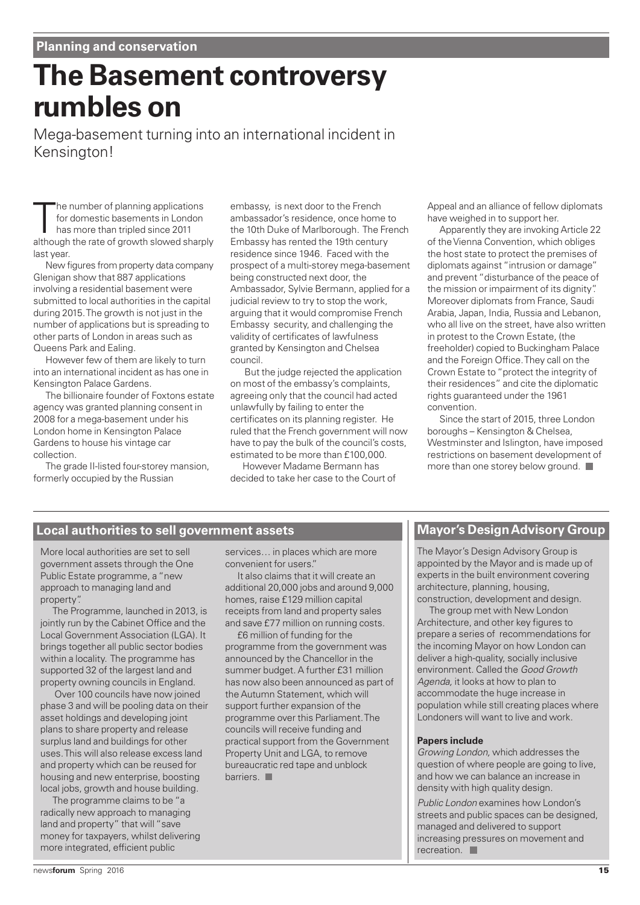Planning and conservation

# The Basement controversy rumbles on

Mega-basement turning into an international incident in Kensington!

The number of planning applications for domestic basements in London has more than tripled since 2011 although the rate of growth slowed sharply last year.

New figures from property data company Glenigan show that 887 applications involving a residential basement were submitted to local authorities in the capital during 2015. The growth is not just in the number of applications but is spreading to other parts of London in areas such as Queens Park and Ealing.

However few of them are likely to turn into an international incident as has one in Kensington Palace Gardens.

The billionaire founder of Foxtons estate agency was granted planning consent in 2008 for a mega-basement under his London home in Kensington Palace Gardens to house his vintage car collection.

The grade II-listed four-storey mansion, formerly occupied by the Russian embassy, is next door to the French ambassador's residence, once home to the 10th Duke of Marlborough. The French Embassy has rented the 19th century residence since 1946. Faced with the prospect of a multi-storey mega-basement being constructed next door, the Ambassador, Sylvie Bermann, applied for a judicial review to try to stop the work, arguing that it would compromise French Embassy security, and challenging the validity of certificates of lawfulness granted by Kensington and Chelsea council.

But the judge rejected the application on most of the embassy's complaints, agreeing only that the council had acted unlawfully by failing to enter the certificates on its planning register. He ruled that the French government will now have to pay the bulk of the council's costs, estimated to be more than £100,000.

However Madame Bermann has decided to take her case to the Court of Appeal and an alliance of fellow diplomats have weighed in to support her.

Apparently they are invoking Article 22 of the Vienna Convention, which obliges the host state to protect the premises of diplomats against "intrusion or damage" and prevent "disturbance of the peace of the mission or impairment of its dignity". Moreover diplomats from France, Saudi Arabia, Japan, India, Russia and Lebanon, who all live on the street, have also written in protest to the Crown Estate, (the freeholder) copied to Buckingham Palace and the Foreign Office. They call on the Crown Estate to "protect the integrity of their residences" and cite the diplomatic rights guaranteed under the 1961 convention.

Since the start of 2015, three London boroughs – Kensington & Chelsea, Westminster and Islington, have imposed restrictions on basement development of more than one storey below ground.

## Local authorities to sell government assets

More local authorities are set to sell government assets through the One Public Estate programme, a "new approach to managing land and property".

The Programme, launched in 2013, is jointly run by the Cabinet Office and the Local Government Association (LGA). It brings together all public sector bodies within a locality. The programme has supported 32 of the largest land and property owning councils in England.

Over 100 councils have now joined phase 3 and will be pooling data on their asset holdings and developing joint plans to share property and release surplus land and buildings for other uses. This will also release excess land and property which can be reused for housing and new enterprise, boosting local jobs, growth and house building.

The programme claims to be "a radically new approach to managing land and property" that will "save money for taxpayers, whilst delivering more integrated, efficient public services… in places which are more convenient for users."

It also claims that it will create an additional 20,000 jobs and around 9,000 homes, raise £129 million capital receipts from land and property sales and save £77 million on running costs.

£6 million of funding for the programme from the government was announced by the Chancellor in the summer budget. A further £31 million has now also been announced as part of the Autumn Statement, which will support further expansion of the programme over this Parliament. The councils will receive funding and practical support from the Government Property Unit and LGA, to remove bureaucratic red tape and unblock barriers.

## Mayor's Design Advisory Group

The Mayor's Design Advisory Group is appointed by the Mayor and is made up of experts in the built environment covering architecture, planning, housing, construction, development and design.

The group met with New London Architecture, and other key figures to prepare a series of recommendations for the incoming Mayor on how London can deliver a high-quality, socially inclusive environment. Called the *Good Growth Agenda,* it looks at how to plan to accommodate the huge increase in population while still creating places where Londoners will want to live and work.

**Papers include**

*Growing London,* which addresses the question of where people are going to live, and how we can balance an increase in density with high quality design.

*Public London* examines how London's streets and public spaces can be designed, managed and delivered to support increasing pressures on movement and recreation.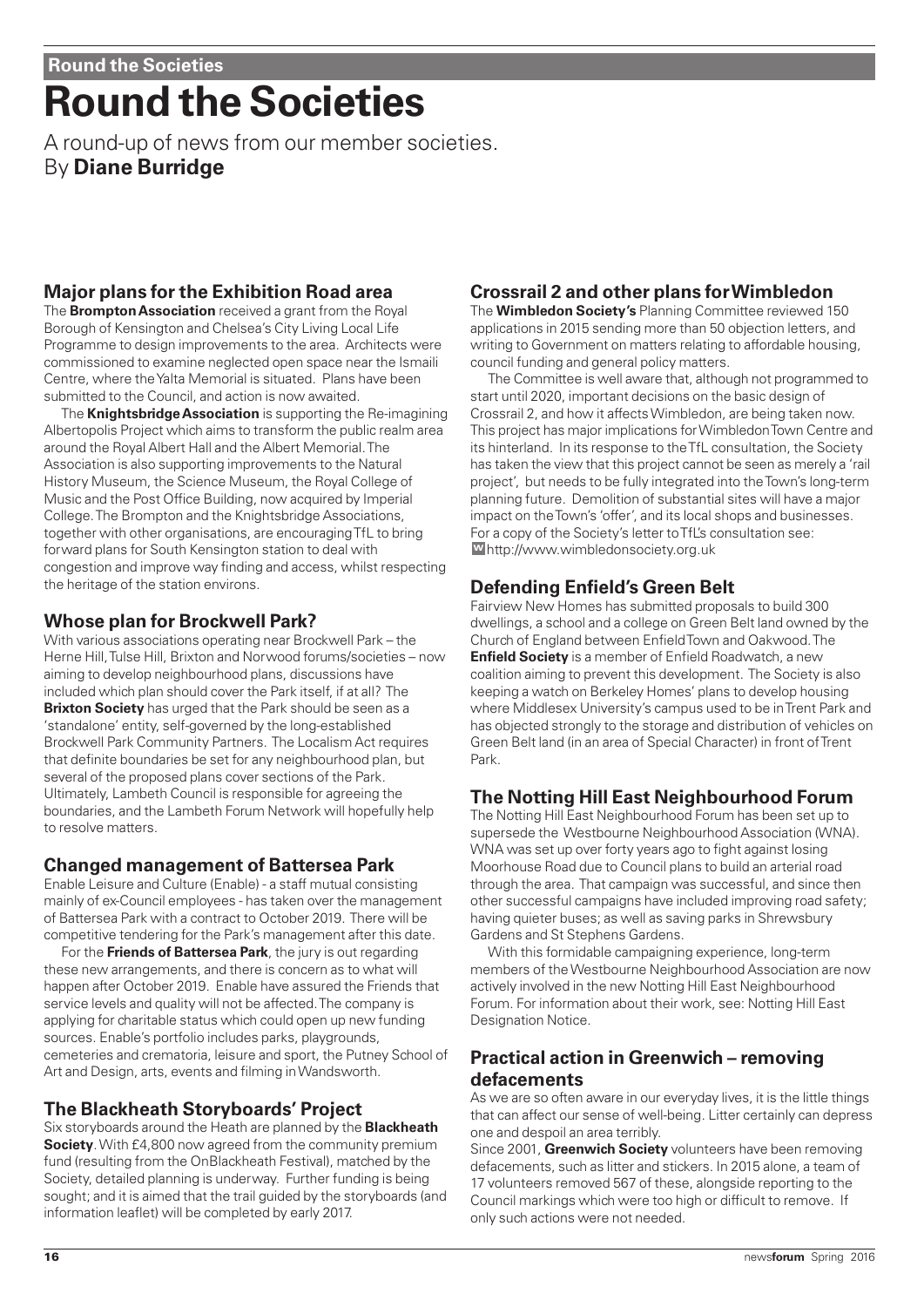# Round the Societies

A round-up of news from our member societies.
By **Diane Burridge**

## Major plans for the Exhibition Road area

The **Brompton Association** received a grant from the Royal Borough of Kensington and Chelsea's City Living Local Life Programme to design improvements to the area. Architects were commissioned to examine neglected open space near the Ismaili Centre, where the Yalta Memorial is situated. Plans have been submitted to the Council, and action is now awaited.

The **Knightsbridge Association** is supporting the Re-imagining Albertopolis Project which aims to transform the public realm area around the Royal Albert Hall and the Albert Memorial. The Association is also supporting improvements to the Natural History Museum, the Science Museum, the Royal College of Music and the Post Office Building, now acquired by Imperial College. The Brompton and the Knightsbridge Associations, together with other organisations, are encouraging TfL to bring forward plans for South Kensington station to deal with congestion and improve way finding and access, whilst respecting the heritage of the station environs.

## Whose plan for Brockwell Park?

With various associations operating near Brockwell Park – the Herne Hill, Tulse Hill, Brixton and Norwood forums/societies – now aiming to develop neighbourhood plans, discussions have included which plan should cover the Park itself, if at all? The **Brixton Society** has urged that the Park should be seen as a 'standalone' entity, self-governed by the long-established Brockwell Park Community Partners. The Localism Act requires that definite boundaries be set for any neighbourhood plan, but several of the proposed plans cover sections of the Park. Ultimately, Lambeth Council is responsible for agreeing the boundaries, and the Lambeth Forum Network will hopefully help to resolve matters.

## Changed management of Battersea Park

Enable Leisure and Culture (Enable) - a staff mutual consisting mainly of ex-Council employees - has taken over the management of Battersea Park with a contract to October 2019. There will be competitive tendering for the Park's management after this date.

For the **Friends of Battersea Park**, the jury is out regarding these new arrangements, and there is concern as to what will happen after October 2019. Enable have assured the Friends that service levels and quality will not be affected. The company is applying for charitable status which could open up new funding sources. Enable's portfolio includes parks, playgrounds, cemeteries and crematoria, leisure and sport, the Putney School of Art and Design, arts, events and filming in Wandsworth.

## The Blackheath Storyboards' Project

Six storyboards around the Heath are planned by the **Blackheath Society**. With £4,800 now agreed from the community premium fund (resulting from the OnBlackheath Festival), matched by the Society, detailed planning is underway. Further funding is being sought; and it is aimed that the trail guided by the storyboards (and information leaflet) will be completed by early 2017.

## Crossrail 2 and other plans for Wimbledon

The **Wimbledon Society's** Planning Committee reviewed 150 applications in 2015 sending more than 50 objection letters, and writing to Government on matters relating to affordable housing, council funding and general policy matters.

The Committee is well aware that, although not programmed to start until 2020, important decisions on the basic design of Crossrail 2, and how it affects Wimbledon, are being taken now. This project has major implications for Wimbledon Town Centre and its hinterland. In its response to the TfL consultation, the Society has taken the view that this project cannot be seen as merely a 'rail project', but needs to be fully integrated into the Town's long-term planning future. Demolition of substantial sites will have a major impact on the Town's 'offer', and its local shops and businesses. For a copy of the Society's letter to TfL's consultation see: http://www.wimbledonsociety.org.uk

## Defending Enfield's Green Belt

Fairview New Homes has submitted proposals to build 300 dwellings, a school and a college on Green Belt land owned by the Church of England between Enfield Town and Oakwood. The **Enfield Society** is a member of Enfield Roadwatch, a new coalition aiming to prevent this development. The Society is also keeping a watch on Berkeley Homes' plans to develop housing where Middlesex University's campus used to be in Trent Park and has objected strongly to the storage and distribution of vehicles on Green Belt land (in an area of Special Character) in front of Trent Park.

## The Notting Hill East Neighbourhood Forum

The Notting Hill East Neighbourhood Forum has been set up to supersede the Westbourne Neighbourhood Association (WNA). WNA was set up over forty years ago to fight against losing Moorhouse Road due to Council plans to build an arterial road through the area. That campaign was successful, and since then other successful campaigns have included improving road safety; having quieter buses; as well as saving parks in Shrewsbury Gardens and St Stephens Gardens.

With this formidable campaigning experience, long-term members of the Westbourne Neighbourhood Association are now actively involved in the new Notting Hill East Neighbourhood Forum. For information about their work, see: Notting Hill East Designation Notice.

## Practical action in Greenwich – removing defacements

As we are so often aware in our everyday lives, it is the little things that can affect our sense of well-being. Litter certainly can depress one and despoil an area terribly.

Since 2001, **Greenwich Society** volunteers have been removing defacements, such as litter and stickers. In 2015 alone, a team of 17 volunteers removed 567 of these, alongside reporting to the Council markings which were too high or difficult to remove. If only such actions were not needed.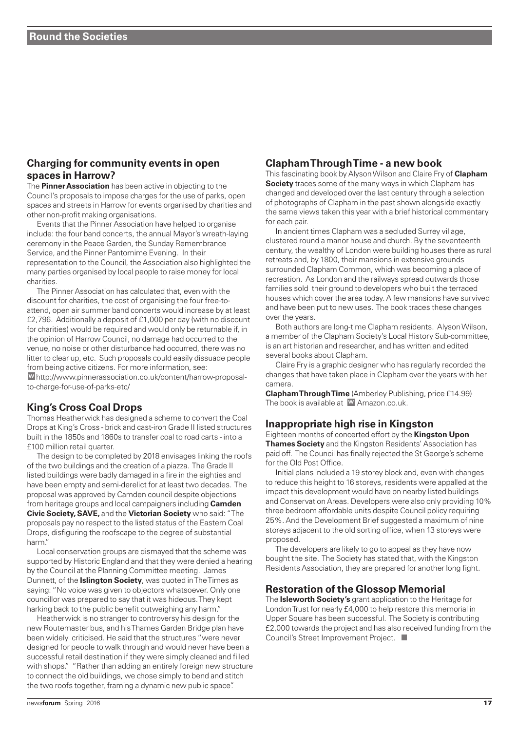## Round the Societies

### Charging for community events in open spaces in Harrow?

The **Pinner Association** has been active in objecting to the Council's proposals to impose charges for the use of parks, open spaces and streets in Harrow for events organised by charities and other non-profit making organisations.

Events that the Pinner Association have helped to organise include: the four band concerts, the annual Mayor's wreath-laying ceremony in the Peace Garden, the Sunday Remembrance Service, and the Pinner Pantomime Evening. In their representation to the Council, the Association also highlighted the many parties organised by local people to raise money for local charities.

The Pinner Association has calculated that, even with the discount for charities, the cost of organising the four free-to-attend, open air summer band concerts would increase by at least £2,796. Additionally a deposit of £1,000 per day (with no discount for charities) would be required and would only be returnable if, in the opinion of Harrow Council, no damage had occurred to the venue, no noise or other disturbance had occurred, there was no litter to clear up, etc. Such proposals could easily dissuade people from being active citizens. For more information, see:
W http://www.pinnerassociation.co.uk/content/harrow-proposal-to-charge-for-use-of-parks-etc/

### King's Cross Coal Drops

Thomas Heatherwick has designed a scheme to convert the Coal Drops at King's Cross - brick and cast-iron Grade II listed structures built in the 1850s and 1860s to transfer coal to road carts - into a £100 million retail quarter.

The design to be completed by 2018 envisages linking the roofs of the two buildings and the creation of a piazza. The Grade II listed buildings were badly damaged in a fire in the eighties and have been empty and semi-derelict for at least two decades. The proposal was approved by Camden council despite objections from heritage groups and local campaigners including **Camden Civic Society, SAVE,** and the **Victorian Society** who said: "The proposals pay no respect to the listed status of the Eastern Coal Drops, disfiguring the roofscape to the degree of substantial harm."

Local conservation groups are dismayed that the scheme was supported by Historic England and that they were denied a hearing by the Council at the Planning Committee meeting. James Dunnett, of the **Islington Society**, was quoted in The Times as saying: "No voice was given to objectors whatsoever. Only one councillor was prepared to say that it was hideous. They kept harking back to the public benefit outweighing any harm."

Heatherwick is no stranger to controversy his design for the new Routemaster bus, and his Thames Garden Bridge plan have been widely criticised. He said that the structures "were never designed for people to walk through and would never have been a successful retail destination if they were simply cleaned and filled with shops." "Rather than adding an entirely foreign new structure to connect the old buildings, we chose simply to bend and stitch the two roofs together, framing a dynamic new public space".

### Clapham Through Time - a new book

This fascinating book by Alyson Wilson and Claire Fry of **Clapham Society** traces some of the many ways in which Clapham has changed and developed over the last century through a selection of photographs of Clapham in the past shown alongside exactly the same views taken this year with a brief historical commentary for each pair.

In ancient times Clapham was a secluded Surrey village, clustered round a manor house and church. By the seventeenth century, the wealthy of London were building houses there as rural retreats and, by 1800, their mansions in extensive grounds surrounded Clapham Common, which was becoming a place of recreation. As London and the railways spread outwards those families sold their ground to developers who built the terraced houses which cover the area today. A few mansions have survived and have been put to new uses. The book traces these changes over the years.

Both authors are long-time Clapham residents. Alyson Wilson, a member of the Clapham Society's Local History Sub-committee, is an art historian and researcher, and has written and edited several books about Clapham.

Claire Fry is a graphic designer who has regularly recorded the changes that have taken place in Clapham over the years with her camera.

**Clapham Through Time** (Amberley Publishing, price £14.99)
The book is available at W Amazon.co.uk.

### Inappropriate high rise in Kingston

Eighteen months of concerted effort by the **Kingston Upon Thames Society** and the Kingston Residents' Association has paid off. The Council has finally rejected the St George's scheme for the Old Post Office.

Initial plans included a 19 storey block and, even with changes to reduce this height to 16 storeys, residents were appalled at the impact this development would have on nearby listed buildings and Conservation Areas. Developers were also only providing 10% three bedroom affordable units despite Council policy requiring 25%. And the Development Brief suggested a maximum of nine storeys adjacent to the old sorting office, when 13 storeys were proposed.

The developers are likely to go to appeal as they have now bought the site. The Society has stated that, with the Kingston Residents Association, they are prepared for another long fight.

### Restoration of the Glossop Memorial

The **Isleworth Society's** grant application to the Heritage for London Trust for nearly £4,000 to help restore this memorial in Upper Square has been successful. The Society is contributing £2,000 towards the project and has also received funding from the Council's Street Improvement Project. ■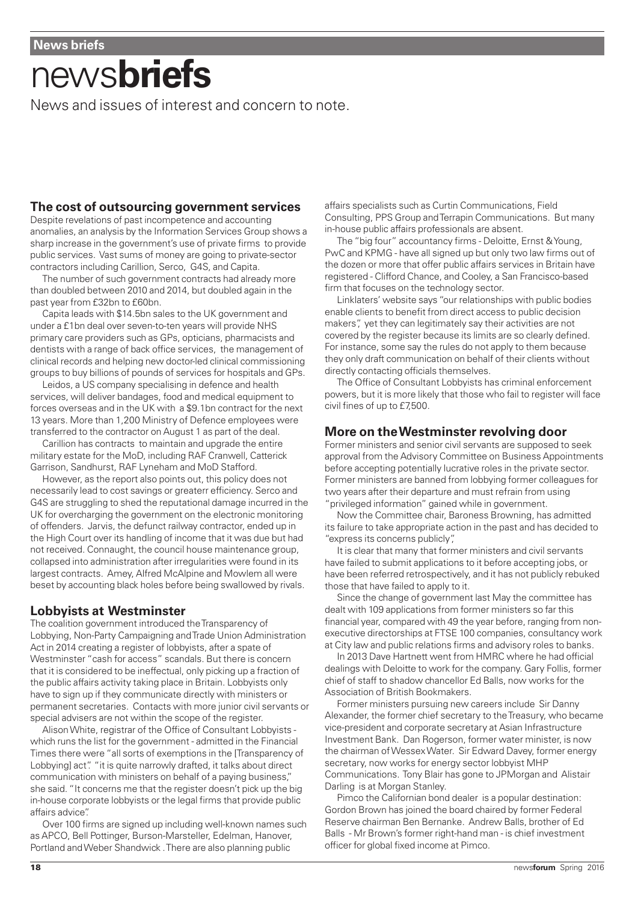# newsbriefs

News and issues of interest and concern to note.

## The cost of outsourcing government services

Despite revelations of past incompetence and accounting anomalies, an analysis by the Information Services Group shows a sharp increase in the government's use of private firms to provide public services. Vast sums of money are going to private-sector contractors including Carillion, Serco, G4S, and Capita.

The number of such government contracts had already more than doubled between 2010 and 2014, but doubled again in the past year from £32bn to £60bn.

Capita leads with $14.5bn sales to the UK government and under a £1bn deal over seven-to-ten years will provide NHS primary care providers such as GPs, opticians, pharmacists and dentists with a range of back office services, the management of clinical records and helping new doctor-led clinical commissioning groups to buy billions of pounds of services for hospitals and GPs.

Leidos, a US company specialising in defence and health services, will deliver bandages, food and medical equipment to forces overseas and in the UK with a $9.1bn contract for the next 13 years. More than 1,200 Ministry of Defence employees were transferred to the contractor on August 1 as part of the deal.

Carillion has contracts to maintain and upgrade the entire military estate for the MoD, including RAF Cranwell, Catterick Garrison, Sandhurst, RAF Lyneham and MoD Stafford.

However, as the report also points out, this policy does not necessarily lead to cost savings or greaterr efficiency. Serco and G4S are struggling to shed the reputational damage incurred in the UK for overcharging the government on the electronic monitoring of offenders. Jarvis, the defunct railway contractor, ended up in the High Court over its handling of income that it was due but had not received. Connaught, the council house maintenance group, collapsed into administration after irregularities were found in its largest contracts. Amey, Alfred McAlpine and Mowlem all were beset by accounting black holes before being swallowed by rivals.

## Lobbyists at Westminster

The coalition government introduced the Transparency of Lobbying, Non-Party Campaigning and Trade Union Administration Act in 2014 creating a register of lobbyists, after a spate of Westminster "cash for access" scandals. But there is concern that it is considered to be ineffectual, only picking up a fraction of the public affairs activity taking place in Britain. Lobbyists only have to sign up if they communicate directly with ministers or permanent secretaries. Contacts with more junior civil servants or special advisers are not within the scope of the register.

Alison White, registrar of the Office of Consultant Lobbyists - which runs the list for the government - admitted in the Financial Times there were "all sorts of exemptions in the [Transparency of Lobbying] act". "it is quite narrowly drafted, it talks about direct communication with ministers on behalf of a paying business," she said. "It concerns me that the register doesn't pick up the big in-house corporate lobbyists or the legal firms that provide public affairs advice".

Over 100 firms are signed up including well-known names such as APCO, Bell Pottinger, Burson-Marsteller, Edelman, Hanover, Portland and Weber Shandwick . There are also planning public affairs specialists such as Curtin Communications, Field Consulting, PPS Group and Terrapin Communications. But many in-house public affairs professionals are absent.

The "big four" accountancy firms - Deloitte, Ernst & Young, PwC and KPMG - have all signed up but only two law firms out of the dozen or more that offer public affairs services in Britain have registered - Clifford Chance, and Cooley, a San Francisco-based firm that focuses on the technology sector.

Linklaters' website says "our relationships with public bodies enable clients to benefit from direct access to public decision makers", yet they can legitimately say their activities are not covered by the register because its limits are so clearly defined. For instance, some say the rules do not apply to them because they only draft communication on behalf of their clients without directly contacting officials themselves.

The Office of Consultant Lobbyists has criminal enforcement powers, but it is more likely that those who fail to register will face civil fines of up to £7,500.

## More on the Westminster revolving door

Former ministers and senior civil servants are supposed to seek approval from the Advisory Committee on Business Appointments before accepting potentially lucrative roles in the private sector. Former ministers are banned from lobbying former colleagues for two years after their departure and must refrain from using "privileged information" gained while in government.

Now the Committee chair, Baroness Browning, has admitted its failure to take appropriate action in the past and has decided to "express its concerns publicly".

It is clear that many that former ministers and civil servants have failed to submit applications to it before accepting jobs, or have been referred retrospectively, and it has not publicly rebuked those that have failed to apply to it.

Since the change of government last May the committee has dealt with 109 applications from former ministers so far this financial year, compared with 49 the year before, ranging from non-executive directorships at FTSE 100 companies, consultancy work at City law and public relations firms and advisory roles to banks.

In 2013 Dave Hartnett went from HMRC where he had official dealings with Deloitte to work for the company. Gary Follis, former chief of staff to shadow chancellor Ed Balls, now works for the Association of British Bookmakers.

Former ministers pursuing new careers include Sir Danny Alexander, the former chief secretary to the Treasury, who became vice-president and corporate secretary at Asian Infrastructure Investment Bank. Dan Rogerson, former water minister, is now the chairman of Wessex Water. Sir Edward Davey, former energy secretary, now works for energy sector lobbyist MHP Communications. Tony Blair has gone to JPMorgan and Alistair Darling is at Morgan Stanley.

Pimco the Californian bond dealer is a popular destination: Gordon Brown has joined the board chaired by former Federal Reserve chairman Ben Bernanke. Andrew Balls, brother of Ed Balls - Mr Brown's former right-hand man - is chief investment officer for global fixed income at Pimco.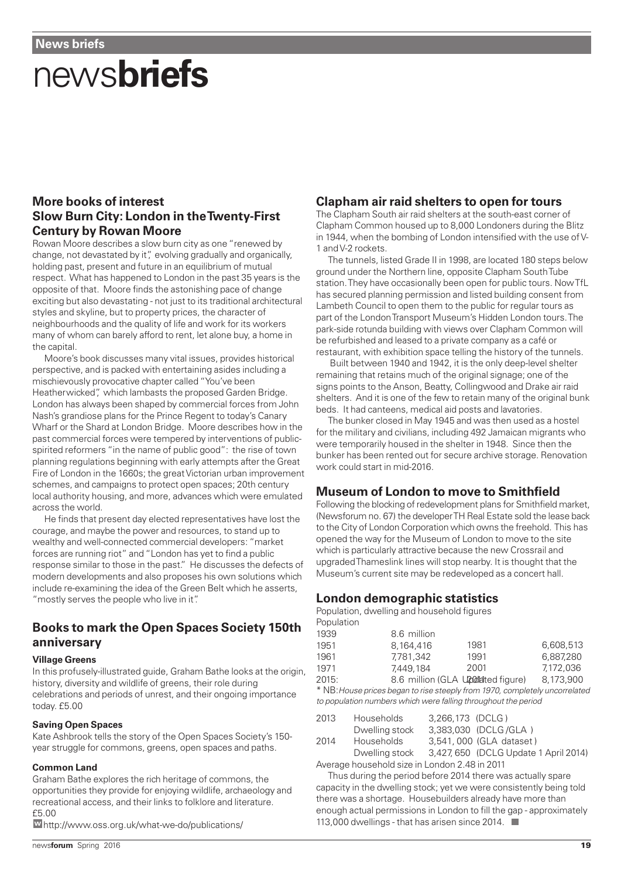# news**briefs**

## More books of interest

### Slow Burn City: London in the Twenty-First Century by Rowan Moore

Rowan Moore describes a slow burn city as one "renewed by change, not devastated by it", evolving gradually and organically, holding past, present and future in an equilibrium of mutual respect. What has happened to London in the past 35 years is the opposite of that. Moore finds the astonishing pace of change exciting but also devastating - not just to its traditional architectural styles and skyline, but to property prices, the character of neighbourhoods and the quality of life and work for its workers many of whom can barely afford to rent, let alone buy, a home in the capital.

Moore's book discusses many vital issues, provides historical perspective, and is packed with entertaining asides including a mischievously provocative chapter called "You've been Heatherwicked", which lambasts the proposed Garden Bridge. London has always been shaped by commercial forces from John Nash's grandiose plans for the Prince Regent to today's Canary Wharf or the Shard at London Bridge. Moore describes how in the past commercial forces were tempered by interventions of public-spirited reformers "in the name of public good": the rise of town planning regulations beginning with early attempts after the Great Fire of London in the 1660s; the great Victorian urban improvement schemes, and campaigns to protect open spaces; 20th century local authority housing, and more, advances which were emulated across the world.

He finds that present day elected representatives have lost the courage, and maybe the power and resources, to stand up to wealthy and well-connected commercial developers: "market forces are running riot" and "London has yet to find a public response similar to those in the past." He discusses the defects of modern developments and also proposes his own solutions which include re-examining the idea of the Green Belt which he asserts, "mostly serves the people who live in it".

## Books to mark the Open Spaces Society 150th anniversary

#### Village Greens

In this profusely-illustrated guide, Graham Bathe looks at the origin, history, diversity and wildlife of greens, their role during celebrations and periods of unrest, and their ongoing importance today. £5.00

#### Saving Open Spaces

Kate Ashbrook tells the story of the Open Spaces Society's 150-year struggle for commons, greens, open spaces and paths.

#### Common Land

Graham Bathe explores the rich heritage of commons, the opportunities they provide for enjoying wildlife, archaeology and recreational access, and their links to folklore and literature. £5.00

W http://www.oss.org.uk/what-we-do/publications/

## Clapham air raid shelters to open for tours

The Clapham South air raid shelters at the south-east corner of Clapham Common housed up to 8,000 Londoners during the Blitz in 1944, when the bombing of London intensified with the use of V-1 and V-2 rockets.

The tunnels, listed Grade II in 1998, are located 180 steps below ground under the Northern line, opposite Clapham South Tube station. They have occasionally been open for public tours. Now TfL has secured planning permission and listed building consent from Lambeth Council to open them to the public for regular tours as part of the London Transport Museum's Hidden London tours. The park-side rotunda building with views over Clapham Common will be refurbished and leased to a private company as a café or restaurant, with exhibition space telling the history of the tunnels.

Built between 1940 and 1942, it is the only deep-level shelter remaining that retains much of the original signage; one of the signs points to the Anson, Beatty, Collingwood and Drake air raid shelters. And it is one of the few to retain many of the original bunk beds. It had canteens, medical aid posts and lavatories.

The bunker closed in May 1945 and was then used as a hostel for the military and civilians, including 492 Jamaican migrants who were temporarily housed in the shelter in 1948. Since then the bunker has been rented out for secure archive storage. Renovation work could start in mid-2016.

## Museum of London to move to Smithfield

Following the blocking of redevelopment plans for Smithfield market, (Newsforum no. 67) the developer TH Real Estate sold the lease back to the City of London Corporation which owns the freehold. This has opened the way for the Museum of London to move to the site which is particularly attractive because the new Crossrail and upgraded Thameslink lines will stop nearby. It is thought that the Museum's current site may be redeveloped as a concert hall.

## London demographic statistics

Population, dwelling and household figures

Population

| Year | Population | Year | Population |
|---|---|---|---|
| 1939 | 8.6 million | | |
| 1951 | 8,164,416 | 1981 | 6,608,513 |
| 1961 | 7,781,342 | 1991 | 6,887,280 |
| 1971 | 7,449,184 | 2001 | 7,172,036 |
| 2015: | 8.6 million (GLA Updated figure) | 2011 | 8,173,900 |

\* NB: *House prices began to rise steeply from 1970, completely uncorrelated to population numbers which were falling throughout the period*

| Year | Measure | Figure |
|---|---|---|
| 2013 | Households | 3,266,173 (DCLG) |
| | Dwelling stock | 3,383,030 (DCLG/GLA) |
| 2014 | Households | 3,541,000 (GLA dataset) |
| | Dwelling stock | 3,427,650 (DCLG Update 1 April 2014) |

Average household size in London 2.48 in 2011

Thus during the period before 2014 there was actually spare capacity in the dwelling stock; yet we were consistently being told there was a shortage. Housebuilders already have more than enough actual permissions in London to fill the gap - approximately 113,000 dwellings - that has arisen since 2014.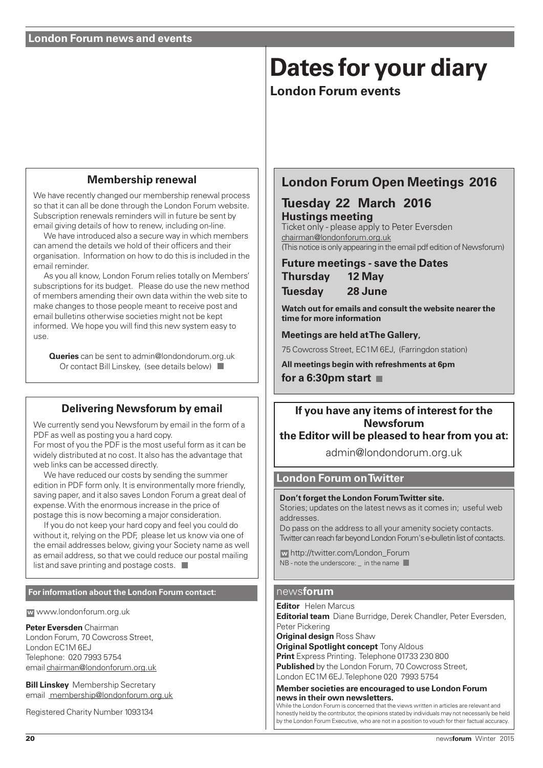## London Forum news and events

# Dates for your diary

### London Forum events

## Membership renewal

We have recently changed our membership renewal process so that it can all be done through the London Forum website. Subscription renewals reminders will in future be sent by email giving details of how to renew, including on-line.

We have introduced also a secure way in which members can amend the details we hold of their officers and their organisation. Information on how to do this is included in the email reminder.

As you all know, London Forum relies totally on Members' subscriptions for its budget. Please do use the new method of members amending their own data within the web site to make changes to those people meant to receive post and email bulletins otherwise societies might not be kept informed. We hope you will find this new system easy to use.

**Queries** can be sent to admin@londondorum.org.uk
Or contact Bill Linskey, (see details below)

## Delivering Newsforum by email

We currently send you Newsforum by email in the form of a PDF as well as posting you a hard copy.
For most of you the PDF is the most useful form as it can be widely distributed at no cost. It also has the advantage that web links can be accessed directly.

We have reduced our costs by sending the summer edition in PDF form only. It is environmentally more friendly, saving paper, and it also saves London Forum a great deal of expense. With the enormous increase in the price of postage this is now becoming a major consideration.

If you do not keep your hard copy and feel you could do without it, relying on the PDF, please let us know via one of the email addresses below, giving your Society name as well as email address, so that we could reduce our postal mailing list and save printing and postage costs.

### For information about the London Forum contact:

w www.londonforum.org.uk

**Peter Eversden** Chairman
London Forum, 70 Cowcross Street,
London EC1M 6EJ
Telephone: 020 7993 5754
email chairman@londonforum.org.uk

**Bill Linskey** Membership Secretary
email membership@londonforum.org.uk

Registered Charity Number 1093134

## London Forum Open Meetings 2016

### Tuesday 22 March 2016

**Hustings meeting**
Ticket only - please apply to Peter Eversden
chairman@londonforum.org.uk
(This notice is only appearing in the email pdf edition of Newsforum)

**Future meetings - save the Dates**
**Thursday 12 May**
**Tuesday 28 June**

**Watch out for emails and consult the website nearer the time for more information**

**Meetings are held at The Gallery,**

75 Cowcross Street, EC1M 6EJ, (Farringdon station)

**All meetings begin with refreshments at 6pm**
**for a 6:30pm start**

### If you have any items of interest for the Newsforum the Editor will be pleased to hear from you at:

admin@londondorum.org.uk

### London Forum on Twitter

**Don't forget the London Forum Twitter site.**
Stories; updates on the latest news as it comes in; useful web addresses.
Do pass on the address to all your amenity society contacts. Twitter can reach far beyond London Forum's e-bulletin list of contacts.

w http://twitter.com/London_Forum
NB - note the underscore: _ in the name

### news**forum**

**Editor** Helen Marcus
**Editorial team** Diane Burridge, Derek Chandler, Peter Eversden, Peter Pickering
**Original design** Ross Shaw
**Original Spotlight concept** Tony Aldous
**Print** Express Printing. Telephone 01733 230 800
**Published** by the London Forum, 70 Cowcross Street, London EC1M 6EJ. Telephone 020 7993 5754

**Member societies are encouraged to use London Forum news in their own newsletters.**
While the London Forum is concerned that the views written in articles are relevant and honestly held by the contributor, the opinions stated by individuals may not necessarily be held by the London Forum Executive, who are not in a position to vouch for their factual accuracy.